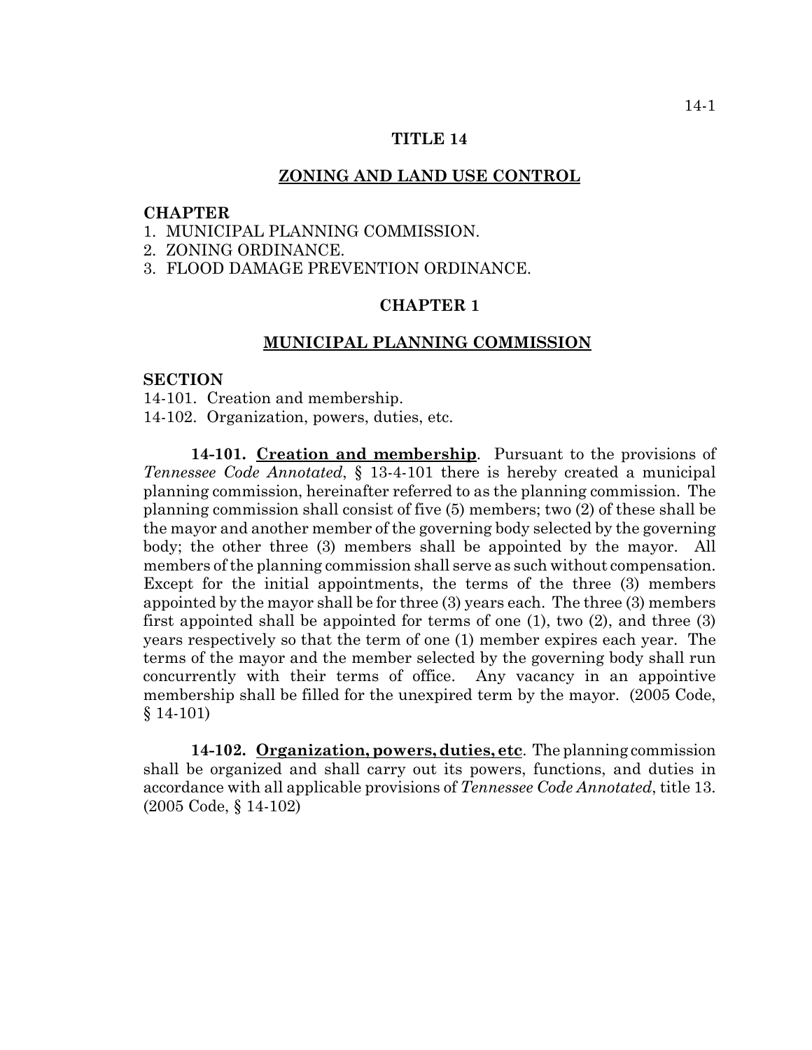# TITLE 14

## ZONING AND LAND USE CONTROL

**CHAPTER**

1. MUNICIPAL PLANNING COMMISSION.
2. ZONING ORDINANCE.
3. FLOOD DAMAGE PREVENTION ORDINANCE.

## CHAPTER 1

## MUNICIPAL PLANNING COMMISSION

**SECTION**

14-101. Creation and membership.
14-102. Organization, powers, duties, etc.

**14-101. Creation and membership**. Pursuant to the provisions of *Tennessee Code Annotated*, § 13-4-101 there is hereby created a municipal planning commission, hereinafter referred to as the planning commission. The planning commission shall consist of five (5) members; two (2) of these shall be the mayor and another member of the governing body selected by the governing body; the other three (3) members shall be appointed by the mayor. All members of the planning commission shall serve as such without compensation. Except for the initial appointments, the terms of the three (3) members appointed by the mayor shall be for three (3) years each. The three (3) members first appointed shall be appointed for terms of one (1), two (2), and three (3) years respectively so that the term of one (1) member expires each year. The terms of the mayor and the member selected by the governing body shall run concurrently with their terms of office. Any vacancy in an appointive membership shall be filled for the unexpired term by the mayor. (2005 Code, § 14-101)

**14-102. Organization, powers, duties, etc**. The planning commission shall be organized and shall carry out its powers, functions, and duties in accordance with all applicable provisions of *Tennessee Code Annotated*, title 13. (2005 Code, § 14-102)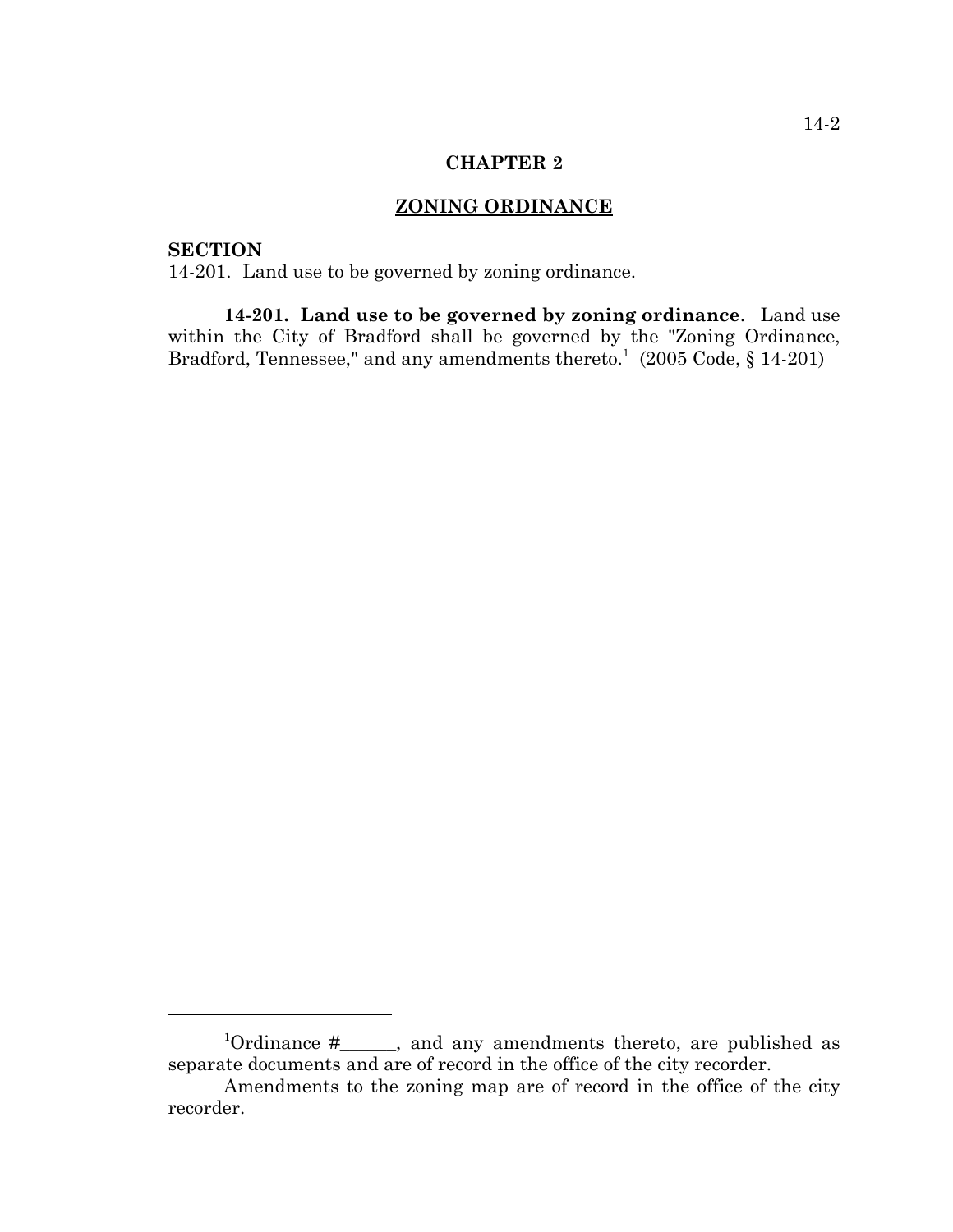## CHAPTER 2

## ZONING ORDINANCE

**SECTION**

14-201. Land use to be governed by zoning ordinance.

**14-201. Land use to be governed by zoning ordinance**. Land use within the City of Bradford shall be governed by the "Zoning Ordinance, Bradford, Tennessee," and any amendments thereto.[1] (2005 Code, § 14-201)

---

[1]Ordinance #______, and any amendments thereto, are published as separate documents and are of record in the office of the city recorder.

Amendments to the zoning map are of record in the office of the city recorder.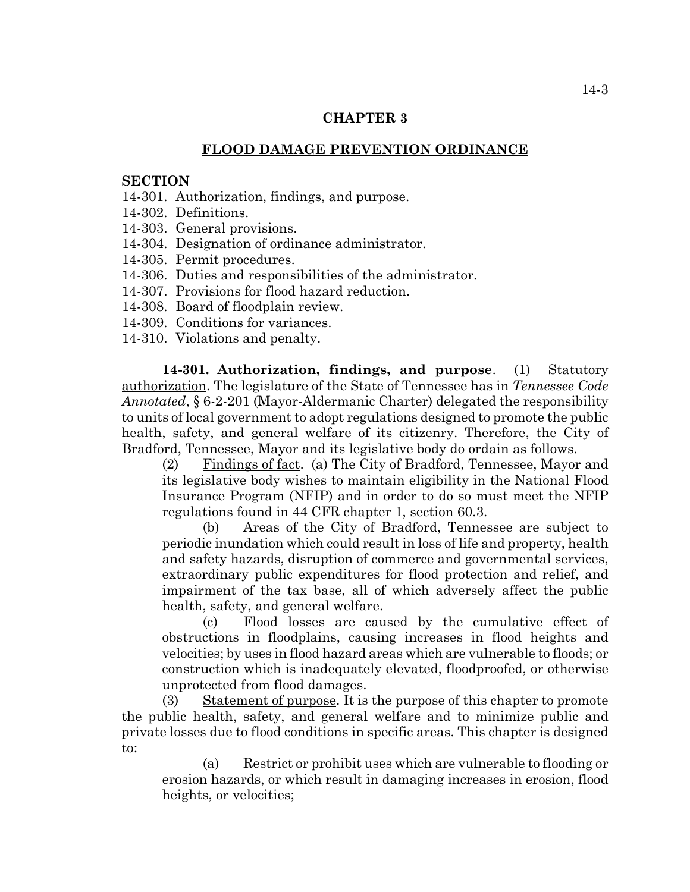## CHAPTER 3

## FLOOD DAMAGE PREVENTION ORDINANCE

**SECTION**

14-301. Authorization, findings, and purpose.
14-302. Definitions.
14-303. General provisions.
14-304. Designation of ordinance administrator.
14-305. Permit procedures.
14-306. Duties and responsibilities of the administrator.
14-307. Provisions for flood hazard reduction.
14-308. Board of floodplain review.
14-309. Conditions for variances.
14-310. Violations and penalty.

**14-301. Authorization, findings, and purpose**. (1) Statutory authorization. The legislature of the State of Tennessee has in *Tennessee Code Annotated*, § 6-2-201 (Mayor-Aldermanic Charter) delegated the responsibility to units of local government to adopt regulations designed to promote the public health, safety, and general welfare of its citizenry. Therefore, the City of Bradford, Tennessee, Mayor and its legislative body do ordain as follows.

(2) Findings of fact. (a) The City of Bradford, Tennessee, Mayor and its legislative body wishes to maintain eligibility in the National Flood Insurance Program (NFIP) and in order to do so must meet the NFIP regulations found in 44 CFR chapter 1, section 60.3.

(b) Areas of the City of Bradford, Tennessee are subject to periodic inundation which could result in loss of life and property, health and safety hazards, disruption of commerce and governmental services, extraordinary public expenditures for flood protection and relief, and impairment of the tax base, all of which adversely affect the public health, safety, and general welfare.

(c) Flood losses are caused by the cumulative effect of obstructions in floodplains, causing increases in flood heights and velocities; by uses in flood hazard areas which are vulnerable to floods; or construction which is inadequately elevated, floodproofed, or otherwise unprotected from flood damages.

(3) Statement of purpose. It is the purpose of this chapter to promote the public health, safety, and general welfare and to minimize public and private losses due to flood conditions in specific areas. This chapter is designed to:

(a) Restrict or prohibit uses which are vulnerable to flooding or erosion hazards, or which result in damaging increases in erosion, flood heights, or velocities;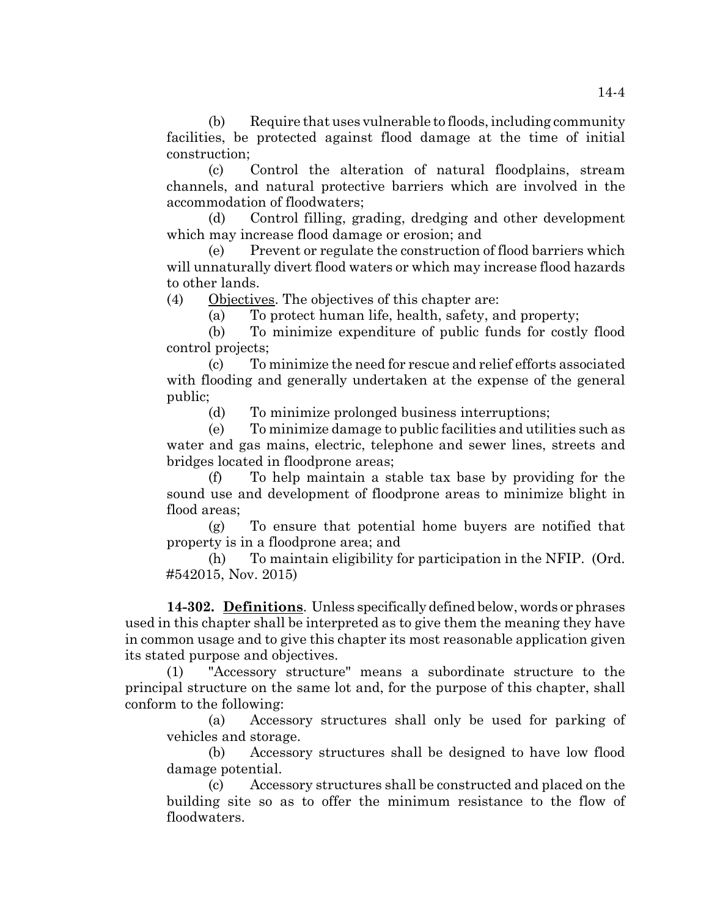(b) Require that uses vulnerable to floods, including community facilities, be protected against flood damage at the time of initial construction;

(c) Control the alteration of natural floodplains, stream channels, and natural protective barriers which are involved in the accommodation of floodwaters;

(d) Control filling, grading, dredging and other development which may increase flood damage or erosion; and

(e) Prevent or regulate the construction of flood barriers which will unnaturally divert flood waters or which may increase flood hazards to other lands.

(4) Objectives. The objectives of this chapter are:

(a) To protect human life, health, safety, and property;

(b) To minimize expenditure of public funds for costly flood control projects;

(c) To minimize the need for rescue and relief efforts associated with flooding and generally undertaken at the expense of the general public;

(d) To minimize prolonged business interruptions;

(e) To minimize damage to public facilities and utilities such as water and gas mains, electric, telephone and sewer lines, streets and bridges located in floodprone areas;

(f) To help maintain a stable tax base by providing for the sound use and development of floodprone areas to minimize blight in flood areas;

(g) To ensure that potential home buyers are notified that property is in a floodprone area; and

(h) To maintain eligibility for participation in the NFIP. (Ord. #542015, Nov. 2015)

**14-302. Definitions**. Unless specifically defined below, words or phrases used in this chapter shall be interpreted as to give them the meaning they have in common usage and to give this chapter its most reasonable application given its stated purpose and objectives.

(1) "Accessory structure" means a subordinate structure to the principal structure on the same lot and, for the purpose of this chapter, shall conform to the following:

(a) Accessory structures shall only be used for parking of vehicles and storage.

(b) Accessory structures shall be designed to have low flood damage potential.

(c) Accessory structures shall be constructed and placed on the building site so as to offer the minimum resistance to the flow of floodwaters.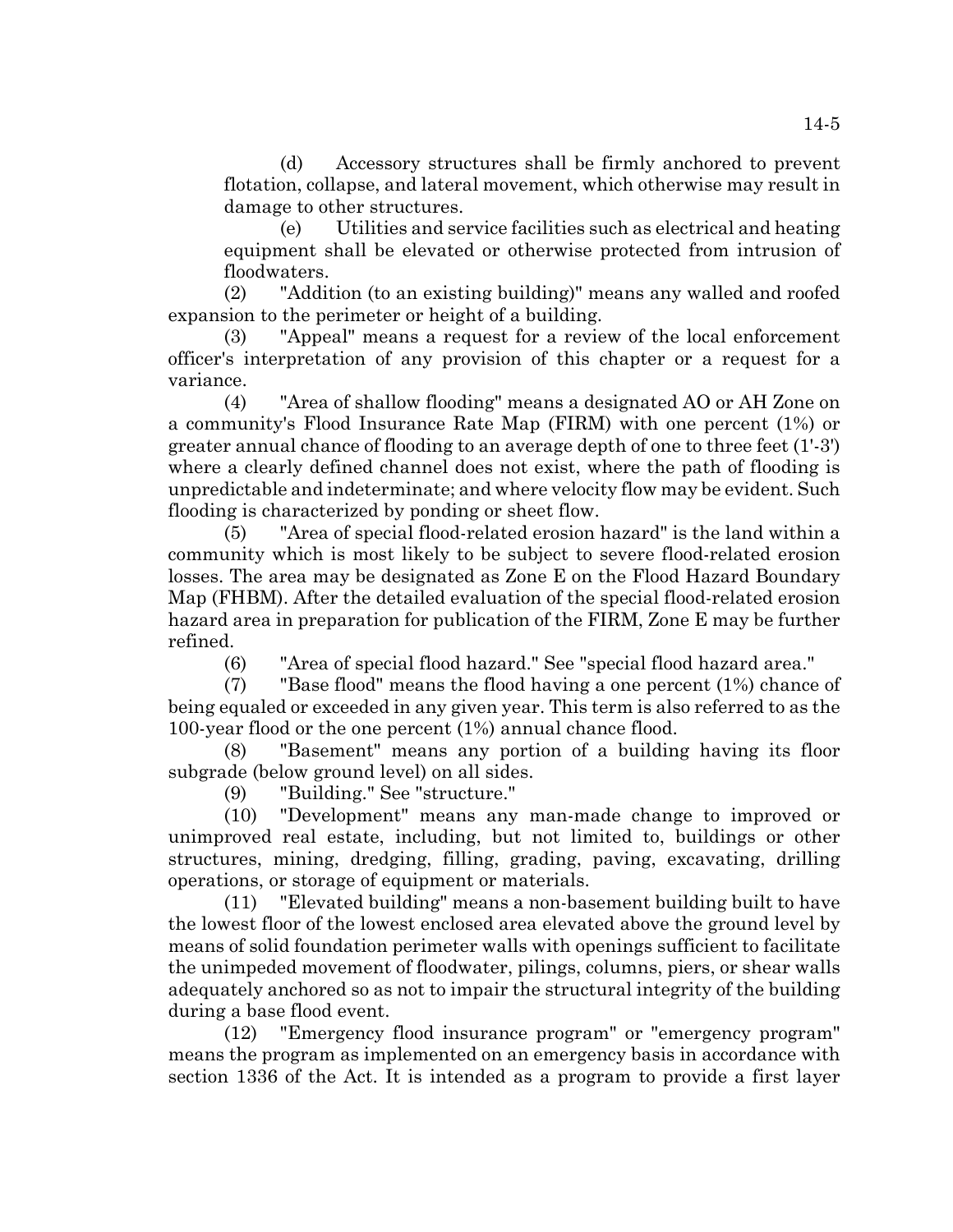(d) Accessory structures shall be firmly anchored to prevent flotation, collapse, and lateral movement, which otherwise may result in damage to other structures.

(e) Utilities and service facilities such as electrical and heating equipment shall be elevated or otherwise protected from intrusion of floodwaters.

(2) "Addition (to an existing building)" means any walled and roofed expansion to the perimeter or height of a building.

(3) "Appeal" means a request for a review of the local enforcement officer's interpretation of any provision of this chapter or a request for a variance.

(4) "Area of shallow flooding" means a designated AO or AH Zone on a community's Flood Insurance Rate Map (FIRM) with one percent (1%) or greater annual chance of flooding to an average depth of one to three feet (1'-3') where a clearly defined channel does not exist, where the path of flooding is unpredictable and indeterminate; and where velocity flow may be evident. Such flooding is characterized by ponding or sheet flow.

(5) "Area of special flood-related erosion hazard" is the land within a community which is most likely to be subject to severe flood-related erosion losses. The area may be designated as Zone E on the Flood Hazard Boundary Map (FHBM). After the detailed evaluation of the special flood-related erosion hazard area in preparation for publication of the FIRM, Zone E may be further refined.

(6) "Area of special flood hazard." See "special flood hazard area."

(7) "Base flood" means the flood having a one percent (1%) chance of being equaled or exceeded in any given year. This term is also referred to as the 100-year flood or the one percent (1%) annual chance flood.

(8) "Basement" means any portion of a building having its floor subgrade (below ground level) on all sides.

(9) "Building." See "structure."

(10) "Development" means any man-made change to improved or unimproved real estate, including, but not limited to, buildings or other structures, mining, dredging, filling, grading, paving, excavating, drilling operations, or storage of equipment or materials.

(11) "Elevated building" means a non-basement building built to have the lowest floor of the lowest enclosed area elevated above the ground level by means of solid foundation perimeter walls with openings sufficient to facilitate the unimpeded movement of floodwater, pilings, columns, piers, or shear walls adequately anchored so as not to impair the structural integrity of the building during a base flood event.

(12) "Emergency flood insurance program" or "emergency program" means the program as implemented on an emergency basis in accordance with section 1336 of the Act. It is intended as a program to provide a first layer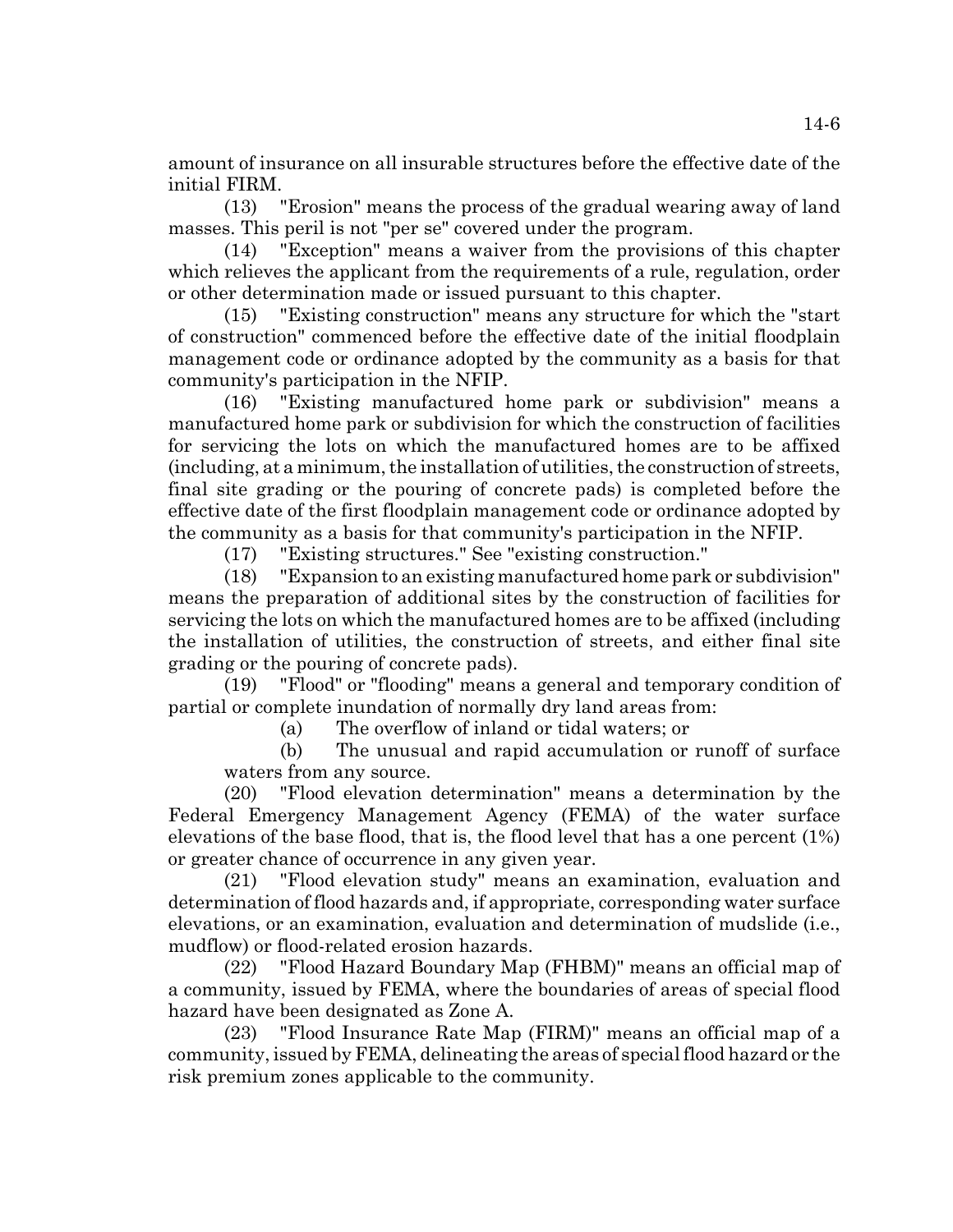amount of insurance on all insurable structures before the effective date of the initial FIRM.

(13) "Erosion" means the process of the gradual wearing away of land masses. This peril is not "per se" covered under the program.

(14) "Exception" means a waiver from the provisions of this chapter which relieves the applicant from the requirements of a rule, regulation, order or other determination made or issued pursuant to this chapter.

(15) "Existing construction" means any structure for which the "start of construction" commenced before the effective date of the initial floodplain management code or ordinance adopted by the community as a basis for that community's participation in the NFIP.

(16) "Existing manufactured home park or subdivision" means a manufactured home park or subdivision for which the construction of facilities for servicing the lots on which the manufactured homes are to be affixed (including, at a minimum, the installation of utilities, the construction of streets, final site grading or the pouring of concrete pads) is completed before the effective date of the first floodplain management code or ordinance adopted by the community as a basis for that community's participation in the NFIP.

(17) "Existing structures." See "existing construction."

(18) "Expansion to an existing manufactured home park or subdivision" means the preparation of additional sites by the construction of facilities for servicing the lots on which the manufactured homes are to be affixed (including the installation of utilities, the construction of streets, and either final site grading or the pouring of concrete pads).

(19) "Flood" or "flooding" means a general and temporary condition of partial or complete inundation of normally dry land areas from:

(a) The overflow of inland or tidal waters; or

(b) The unusual and rapid accumulation or runoff of surface waters from any source.

(20) "Flood elevation determination" means a determination by the Federal Emergency Management Agency (FEMA) of the water surface elevations of the base flood, that is, the flood level that has a one percent (1%) or greater chance of occurrence in any given year.

(21) "Flood elevation study" means an examination, evaluation and determination of flood hazards and, if appropriate, corresponding water surface elevations, or an examination, evaluation and determination of mudslide (i.e., mudflow) or flood-related erosion hazards.

(22) "Flood Hazard Boundary Map (FHBM)" means an official map of a community, issued by FEMA, where the boundaries of areas of special flood hazard have been designated as Zone A.

(23) "Flood Insurance Rate Map (FIRM)" means an official map of a community, issued by FEMA, delineating the areas of special flood hazard or the risk premium zones applicable to the community.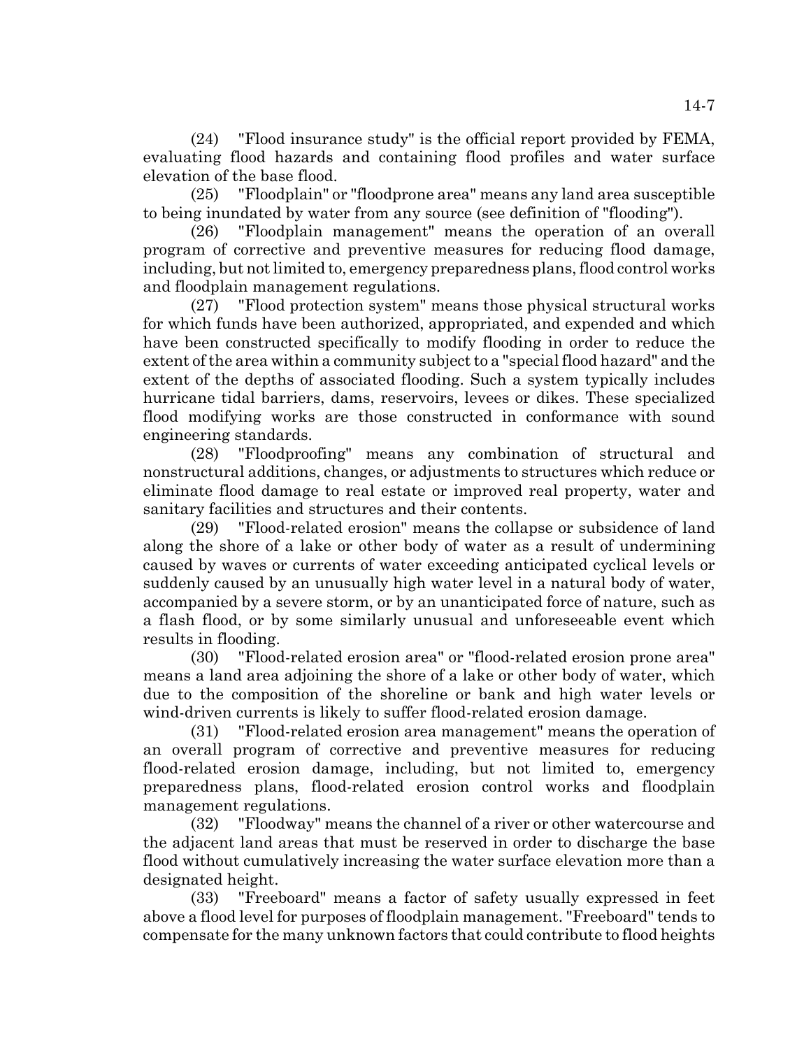(24) "Flood insurance study" is the official report provided by FEMA, evaluating flood hazards and containing flood profiles and water surface elevation of the base flood.

(25) "Floodplain" or "floodprone area" means any land area susceptible to being inundated by water from any source (see definition of "flooding").

(26) "Floodplain management" means the operation of an overall program of corrective and preventive measures for reducing flood damage, including, but not limited to, emergency preparedness plans, flood control works and floodplain management regulations.

(27) "Flood protection system" means those physical structural works for which funds have been authorized, appropriated, and expended and which have been constructed specifically to modify flooding in order to reduce the extent of the area within a community subject to a "special flood hazard" and the extent of the depths of associated flooding. Such a system typically includes hurricane tidal barriers, dams, reservoirs, levees or dikes. These specialized flood modifying works are those constructed in conformance with sound engineering standards.

(28) "Floodproofing" means any combination of structural and nonstructural additions, changes, or adjustments to structures which reduce or eliminate flood damage to real estate or improved real property, water and sanitary facilities and structures and their contents.

(29) "Flood-related erosion" means the collapse or subsidence of land along the shore of a lake or other body of water as a result of undermining caused by waves or currents of water exceeding anticipated cyclical levels or suddenly caused by an unusually high water level in a natural body of water, accompanied by a severe storm, or by an unanticipated force of nature, such as a flash flood, or by some similarly unusual and unforeseeable event which results in flooding.

(30) "Flood-related erosion area" or "flood-related erosion prone area" means a land area adjoining the shore of a lake or other body of water, which due to the composition of the shoreline or bank and high water levels or wind-driven currents is likely to suffer flood-related erosion damage.

(31) "Flood-related erosion area management" means the operation of an overall program of corrective and preventive measures for reducing flood-related erosion damage, including, but not limited to, emergency preparedness plans, flood-related erosion control works and floodplain management regulations.

(32) "Floodway" means the channel of a river or other watercourse and the adjacent land areas that must be reserved in order to discharge the base flood without cumulatively increasing the water surface elevation more than a designated height.

(33) "Freeboard" means a factor of safety usually expressed in feet above a flood level for purposes of floodplain management. "Freeboard" tends to compensate for the many unknown factors that could contribute to flood heights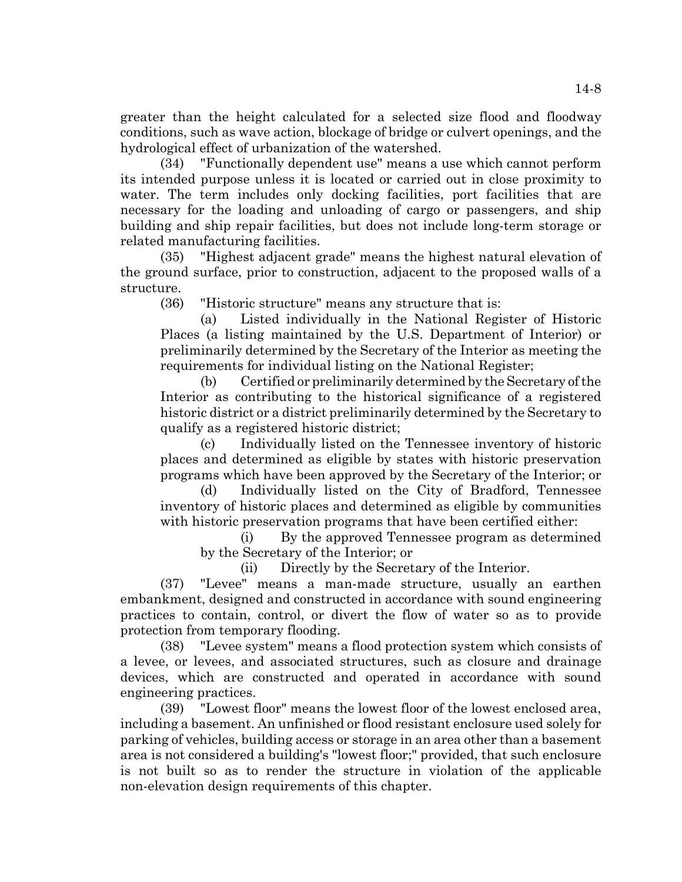greater than the height calculated for a selected size flood and floodway conditions, such as wave action, blockage of bridge or culvert openings, and the hydrological effect of urbanization of the watershed.

(34) "Functionally dependent use" means a use which cannot perform its intended purpose unless it is located or carried out in close proximity to water. The term includes only docking facilities, port facilities that are necessary for the loading and unloading of cargo or passengers, and ship building and ship repair facilities, but does not include long-term storage or related manufacturing facilities.

(35) "Highest adjacent grade" means the highest natural elevation of the ground surface, prior to construction, adjacent to the proposed walls of a structure.

(36) "Historic structure" means any structure that is:

(a) Listed individually in the National Register of Historic Places (a listing maintained by the U.S. Department of Interior) or preliminarily determined by the Secretary of the Interior as meeting the requirements for individual listing on the National Register;

(b) Certified or preliminarily determined by the Secretary of the Interior as contributing to the historical significance of a registered historic district or a district preliminarily determined by the Secretary to qualify as a registered historic district;

(c) Individually listed on the Tennessee inventory of historic places and determined as eligible by states with historic preservation programs which have been approved by the Secretary of the Interior; or

(d) Individually listed on the City of Bradford, Tennessee inventory of historic places and determined as eligible by communities with historic preservation programs that have been certified either:

(i) By the approved Tennessee program as determined by the Secretary of the Interior; or

(ii) Directly by the Secretary of the Interior.

(37) "Levee" means a man-made structure, usually an earthen embankment, designed and constructed in accordance with sound engineering practices to contain, control, or divert the flow of water so as to provide protection from temporary flooding.

(38) "Levee system" means a flood protection system which consists of a levee, or levees, and associated structures, such as closure and drainage devices, which are constructed and operated in accordance with sound engineering practices.

(39) "Lowest floor" means the lowest floor of the lowest enclosed area, including a basement. An unfinished or flood resistant enclosure used solely for parking of vehicles, building access or storage in an area other than a basement area is not considered a building's "lowest floor;" provided, that such enclosure is not built so as to render the structure in violation of the applicable non-elevation design requirements of this chapter.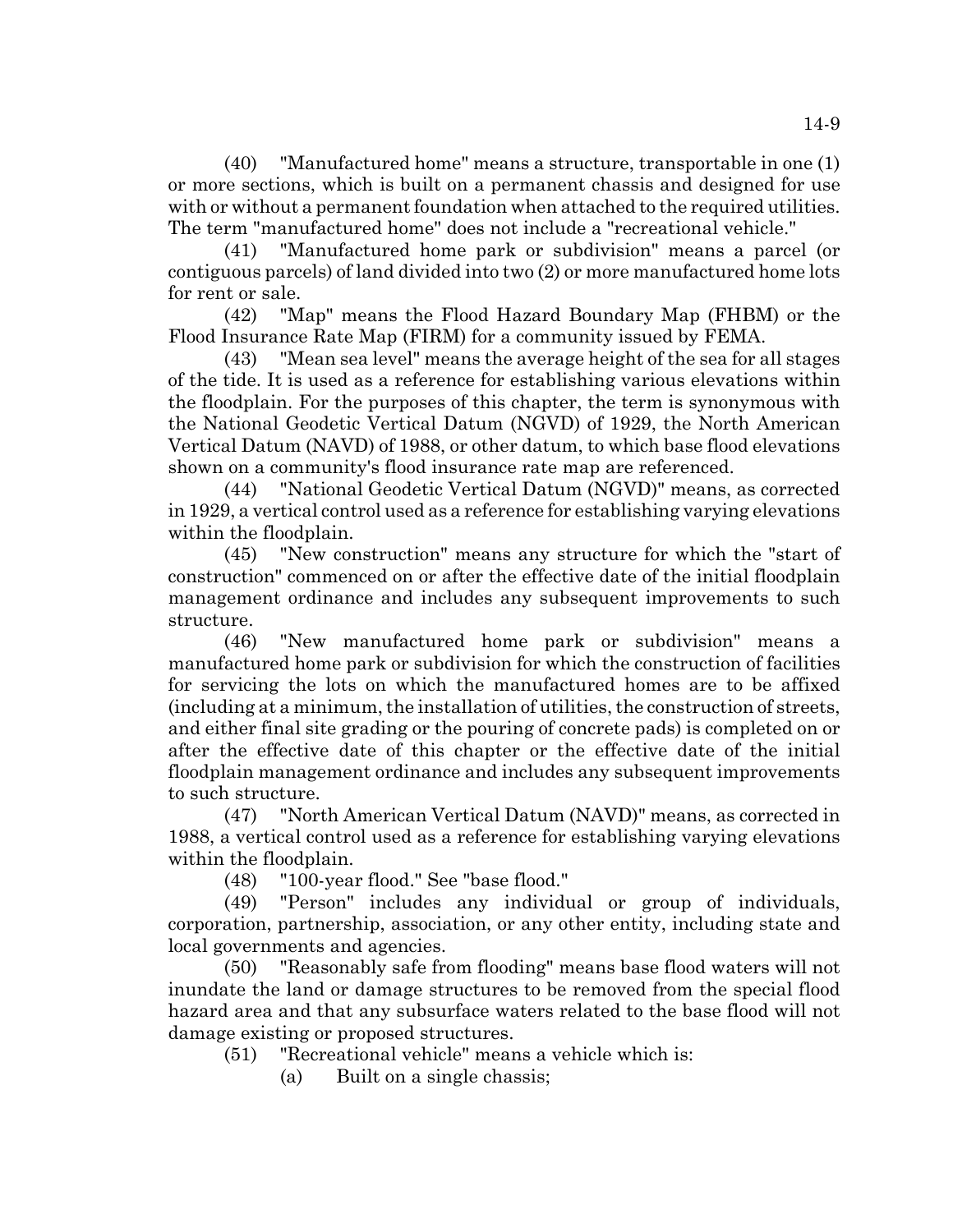(40) "Manufactured home" means a structure, transportable in one (1) or more sections, which is built on a permanent chassis and designed for use with or without a permanent foundation when attached to the required utilities. The term "manufactured home" does not include a "recreational vehicle."

(41) "Manufactured home park or subdivision" means a parcel (or contiguous parcels) of land divided into two (2) or more manufactured home lots for rent or sale.

(42) "Map" means the Flood Hazard Boundary Map (FHBM) or the Flood Insurance Rate Map (FIRM) for a community issued by FEMA.

(43) "Mean sea level" means the average height of the sea for all stages of the tide. It is used as a reference for establishing various elevations within the floodplain. For the purposes of this chapter, the term is synonymous with the National Geodetic Vertical Datum (NGVD) of 1929, the North American Vertical Datum (NAVD) of 1988, or other datum, to which base flood elevations shown on a community's flood insurance rate map are referenced.

(44) "National Geodetic Vertical Datum (NGVD)" means, as corrected in 1929, a vertical control used as a reference for establishing varying elevations within the floodplain.

(45) "New construction" means any structure for which the "start of construction" commenced on or after the effective date of the initial floodplain management ordinance and includes any subsequent improvements to such structure.

(46) "New manufactured home park or subdivision" means a manufactured home park or subdivision for which the construction of facilities for servicing the lots on which the manufactured homes are to be affixed (including at a minimum, the installation of utilities, the construction of streets, and either final site grading or the pouring of concrete pads) is completed on or after the effective date of this chapter or the effective date of the initial floodplain management ordinance and includes any subsequent improvements to such structure.

(47) "North American Vertical Datum (NAVD)" means, as corrected in 1988, a vertical control used as a reference for establishing varying elevations within the floodplain.

(48) "100-year flood." See "base flood."

(49) "Person" includes any individual or group of individuals, corporation, partnership, association, or any other entity, including state and local governments and agencies.

(50) "Reasonably safe from flooding" means base flood waters will not inundate the land or damage structures to be removed from the special flood hazard area and that any subsurface waters related to the base flood will not damage existing or proposed structures.

(51) "Recreational vehicle" means a vehicle which is:

(a) Built on a single chassis;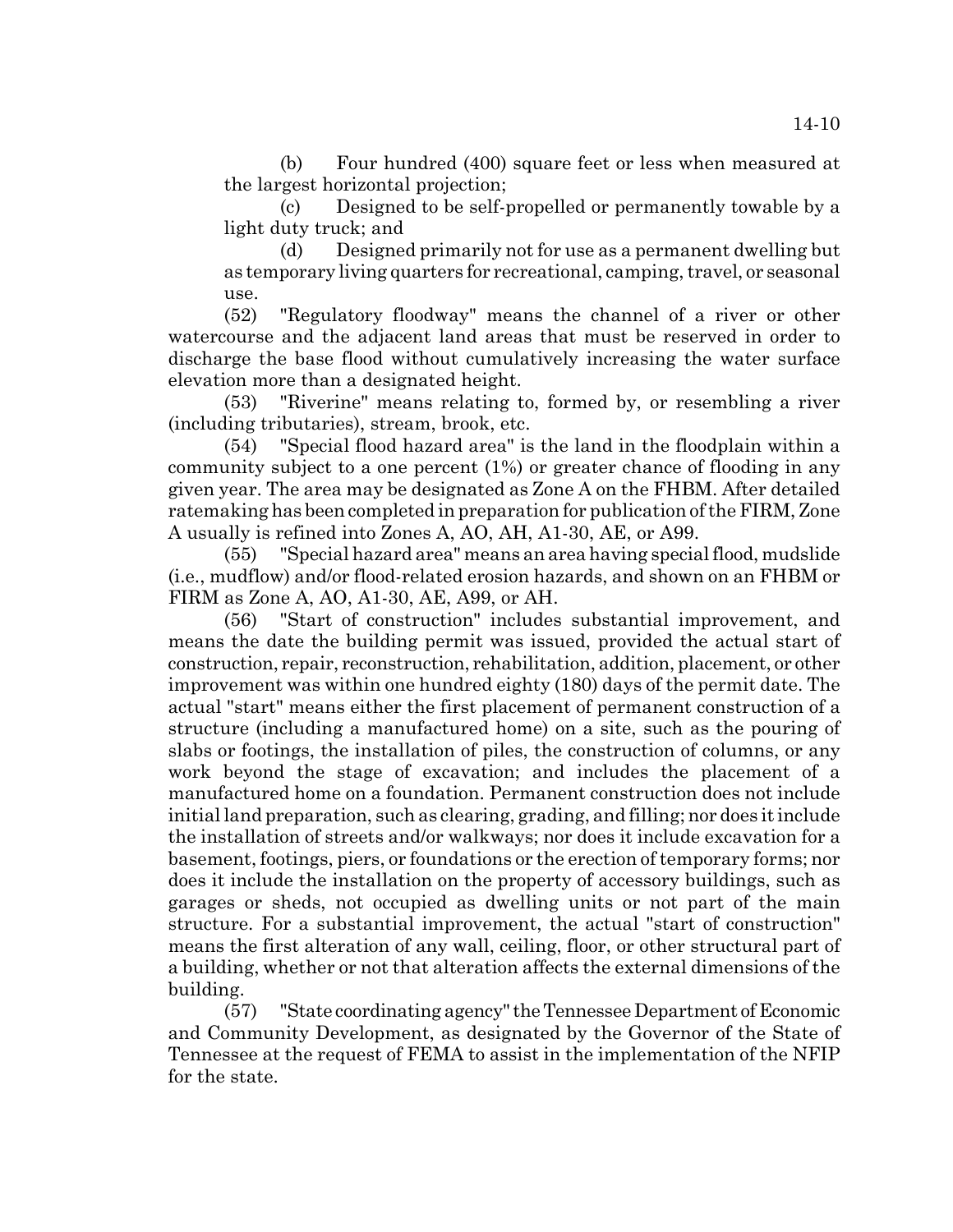(b) Four hundred (400) square feet or less when measured at the largest horizontal projection;

(c) Designed to be self-propelled or permanently towable by a light duty truck; and

(d) Designed primarily not for use as a permanent dwelling but as temporary living quarters for recreational, camping, travel, or seasonal use.

(52) "Regulatory floodway" means the channel of a river or other watercourse and the adjacent land areas that must be reserved in order to discharge the base flood without cumulatively increasing the water surface elevation more than a designated height.

(53) "Riverine" means relating to, formed by, or resembling a river (including tributaries), stream, brook, etc.

(54) "Special flood hazard area" is the land in the floodplain within a community subject to a one percent (1%) or greater chance of flooding in any given year. The area may be designated as Zone A on the FHBM. After detailed ratemaking has been completed in preparation for publication of the FIRM, Zone A usually is refined into Zones A, AO, AH, A1-30, AE, or A99.

(55) "Special hazard area" means an area having special flood, mudslide (i.e., mudflow) and/or flood-related erosion hazards, and shown on an FHBM or FIRM as Zone A, AO, A1-30, AE, A99, or AH.

(56) "Start of construction" includes substantial improvement, and means the date the building permit was issued, provided the actual start of construction, repair, reconstruction, rehabilitation, addition, placement, or other improvement was within one hundred eighty (180) days of the permit date. The actual "start" means either the first placement of permanent construction of a structure (including a manufactured home) on a site, such as the pouring of slabs or footings, the installation of piles, the construction of columns, or any work beyond the stage of excavation; and includes the placement of a manufactured home on a foundation. Permanent construction does not include initial land preparation, such as clearing, grading, and filling; nor does it include the installation of streets and/or walkways; nor does it include excavation for a basement, footings, piers, or foundations or the erection of temporary forms; nor does it include the installation on the property of accessory buildings, such as garages or sheds, not occupied as dwelling units or not part of the main structure. For a substantial improvement, the actual "start of construction" means the first alteration of any wall, ceiling, floor, or other structural part of a building, whether or not that alteration affects the external dimensions of the building.

(57) "State coordinating agency" the Tennessee Department of Economic and Community Development, as designated by the Governor of the State of Tennessee at the request of FEMA to assist in the implementation of the NFIP for the state.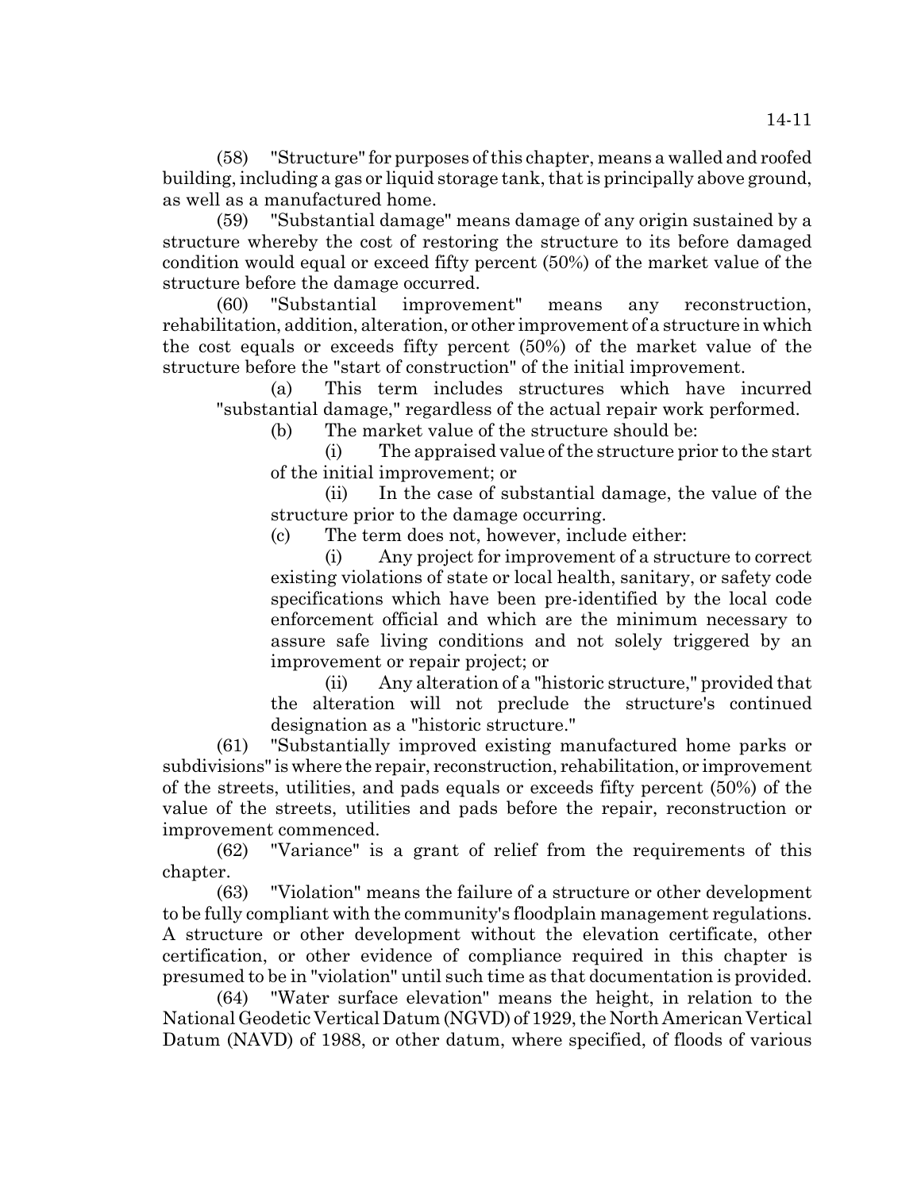(58) "Structure" for purposes of this chapter, means a walled and roofed building, including a gas or liquid storage tank, that is principally above ground, as well as a manufactured home.

(59) "Substantial damage" means damage of any origin sustained by a structure whereby the cost of restoring the structure to its before damaged condition would equal or exceed fifty percent (50%) of the market value of the structure before the damage occurred.

(60) "Substantial improvement" means any reconstruction, rehabilitation, addition, alteration, or other improvement of a structure in which the cost equals or exceeds fifty percent (50%) of the market value of the structure before the "start of construction" of the initial improvement.

(a) This term includes structures which have incurred "substantial damage," regardless of the actual repair work performed.

(b) The market value of the structure should be:

(i) The appraised value of the structure prior to the start of the initial improvement; or

(ii) In the case of substantial damage, the value of the structure prior to the damage occurring.

(c) The term does not, however, include either:

(i) Any project for improvement of a structure to correct existing violations of state or local health, sanitary, or safety code specifications which have been pre-identified by the local code enforcement official and which are the minimum necessary to assure safe living conditions and not solely triggered by an improvement or repair project; or

(ii) Any alteration of a "historic structure," provided that the alteration will not preclude the structure's continued designation as a "historic structure."

(61) "Substantially improved existing manufactured home parks or subdivisions" is where the repair, reconstruction, rehabilitation, or improvement of the streets, utilities, and pads equals or exceeds fifty percent (50%) of the value of the streets, utilities and pads before the repair, reconstruction or improvement commenced.

(62) "Variance" is a grant of relief from the requirements of this chapter.

(63) "Violation" means the failure of a structure or other development to be fully compliant with the community's floodplain management regulations. A structure or other development without the elevation certificate, other certification, or other evidence of compliance required in this chapter is presumed to be in "violation" until such time as that documentation is provided.

(64) "Water surface elevation" means the height, in relation to the National Geodetic Vertical Datum (NGVD) of 1929, the North American Vertical Datum (NAVD) of 1988, or other datum, where specified, of floods of various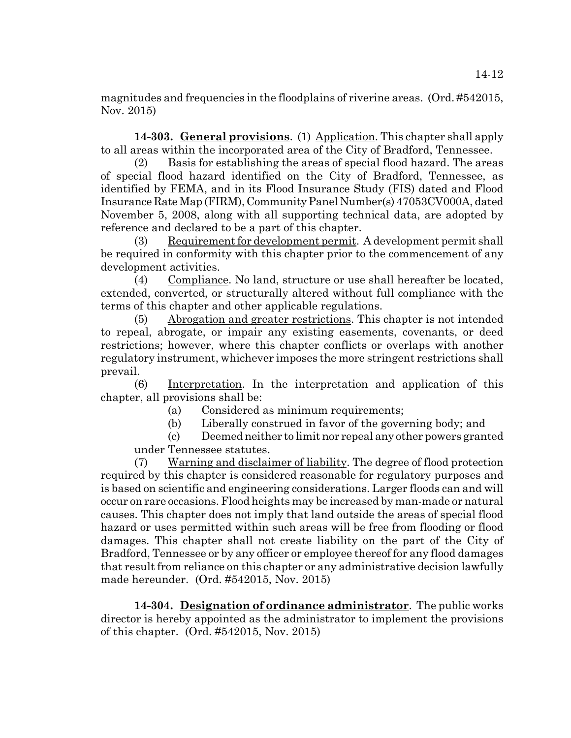magnitudes and frequencies in the floodplains of riverine areas. (Ord. #542015, Nov. 2015)

**14-303. General provisions**. (1) Application. This chapter shall apply to all areas within the incorporated area of the City of Bradford, Tennessee.

(2) Basis for establishing the areas of special flood hazard. The areas of special flood hazard identified on the City of Bradford, Tennessee, as identified by FEMA, and in its Flood Insurance Study (FIS) dated and Flood Insurance Rate Map (FIRM), Community Panel Number(s) 47053CV000A, dated November 5, 2008, along with all supporting technical data, are adopted by reference and declared to be a part of this chapter.

(3) Requirement for development permit. A development permit shall be required in conformity with this chapter prior to the commencement of any development activities.

(4) Compliance. No land, structure or use shall hereafter be located, extended, converted, or structurally altered without full compliance with the terms of this chapter and other applicable regulations.

(5) Abrogation and greater restrictions. This chapter is not intended to repeal, abrogate, or impair any existing easements, covenants, or deed restrictions; however, where this chapter conflicts or overlaps with another regulatory instrument, whichever imposes the more stringent restrictions shall prevail.

(6) Interpretation. In the interpretation and application of this chapter, all provisions shall be:

(a) Considered as minimum requirements;

(b) Liberally construed in favor of the governing body; and

(c) Deemed neither to limit nor repeal any other powers granted under Tennessee statutes.

(7) Warning and disclaimer of liability. The degree of flood protection required by this chapter is considered reasonable for regulatory purposes and is based on scientific and engineering considerations. Larger floods can and will occur on rare occasions. Flood heights may be increased by man-made or natural causes. This chapter does not imply that land outside the areas of special flood hazard or uses permitted within such areas will be free from flooding or flood damages. This chapter shall not create liability on the part of the City of Bradford, Tennessee or by any officer or employee thereof for any flood damages that result from reliance on this chapter or any administrative decision lawfully made hereunder. (Ord. #542015, Nov. 2015)

**14-304. Designation of ordinance administrator**. The public works director is hereby appointed as the administrator to implement the provisions of this chapter. (Ord. #542015, Nov. 2015)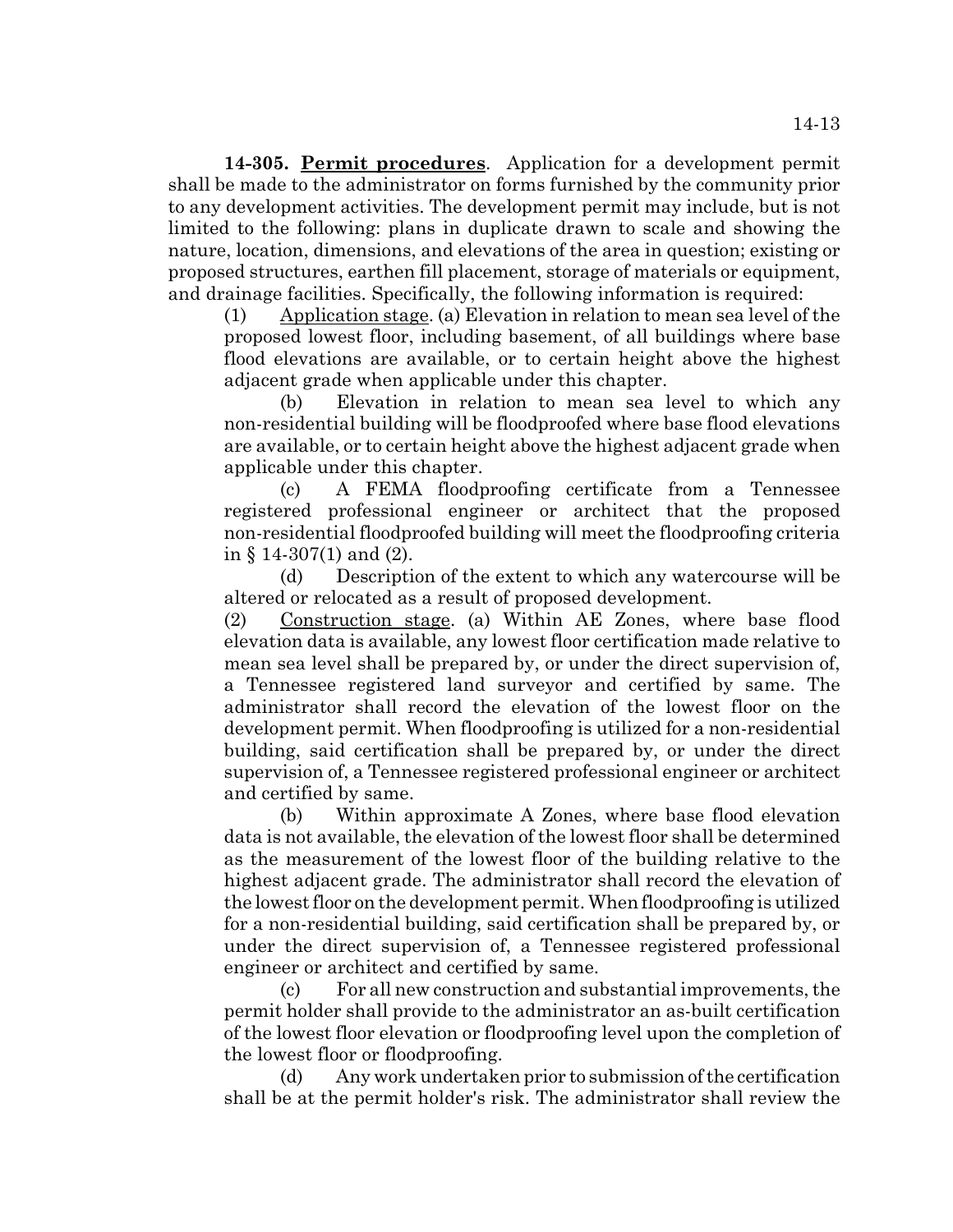**14-305. Permit procedures**. Application for a development permit shall be made to the administrator on forms furnished by the community prior to any development activities. The development permit may include, but is not limited to the following: plans in duplicate drawn to scale and showing the nature, location, dimensions, and elevations of the area in question; existing or proposed structures, earthen fill placement, storage of materials or equipment, and drainage facilities. Specifically, the following information is required:

(1) Application stage. (a) Elevation in relation to mean sea level of the proposed lowest floor, including basement, of all buildings where base flood elevations are available, or to certain height above the highest adjacent grade when applicable under this chapter.

(b) Elevation in relation to mean sea level to which any non-residential building will be floodproofed where base flood elevations are available, or to certain height above the highest adjacent grade when applicable under this chapter.

(c) A FEMA floodproofing certificate from a Tennessee registered professional engineer or architect that the proposed non-residential floodproofed building will meet the floodproofing criteria in § 14-307(1) and (2).

(d) Description of the extent to which any watercourse will be altered or relocated as a result of proposed development.

(2) Construction stage. (a) Within AE Zones, where base flood elevation data is available, any lowest floor certification made relative to mean sea level shall be prepared by, or under the direct supervision of, a Tennessee registered land surveyor and certified by same. The administrator shall record the elevation of the lowest floor on the development permit. When floodproofing is utilized for a non-residential building, said certification shall be prepared by, or under the direct supervision of, a Tennessee registered professional engineer or architect and certified by same.

(b) Within approximate A Zones, where base flood elevation data is not available, the elevation of the lowest floor shall be determined as the measurement of the lowest floor of the building relative to the highest adjacent grade. The administrator shall record the elevation of the lowest floor on the development permit. When floodproofing is utilized for a non-residential building, said certification shall be prepared by, or under the direct supervision of, a Tennessee registered professional engineer or architect and certified by same.

(c) For all new construction and substantial improvements, the permit holder shall provide to the administrator an as-built certification of the lowest floor elevation or floodproofing level upon the completion of the lowest floor or floodproofing.

(d) Any work undertaken prior to submission of the certification shall be at the permit holder's risk. The administrator shall review the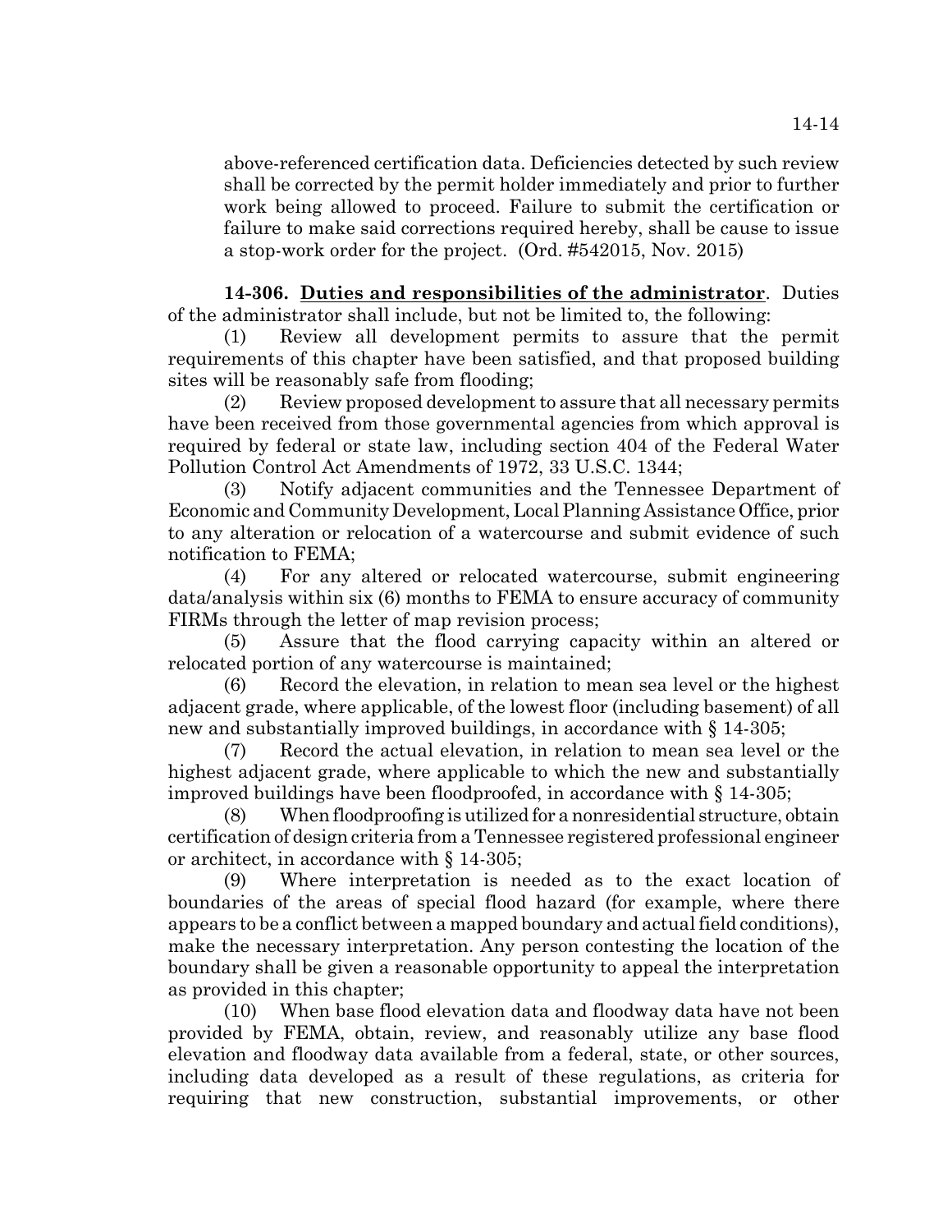above-referenced certification data. Deficiencies detected by such review shall be corrected by the permit holder immediately and prior to further work being allowed to proceed. Failure to submit the certification or failure to make said corrections required hereby, shall be cause to issue a stop-work order for the project. (Ord. #542015, Nov. 2015)

**14-306. Duties and responsibilities of the administrator**. Duties of the administrator shall include, but not be limited to, the following:

(1) Review all development permits to assure that the permit requirements of this chapter have been satisfied, and that proposed building sites will be reasonably safe from flooding;

(2) Review proposed development to assure that all necessary permits have been received from those governmental agencies from which approval is required by federal or state law, including section 404 of the Federal Water Pollution Control Act Amendments of 1972, 33 U.S.C. 1344;

(3) Notify adjacent communities and the Tennessee Department of Economic and Community Development, Local Planning Assistance Office, prior to any alteration or relocation of a watercourse and submit evidence of such notification to FEMA;

(4) For any altered or relocated watercourse, submit engineering data/analysis within six (6) months to FEMA to ensure accuracy of community FIRMs through the letter of map revision process;

(5) Assure that the flood carrying capacity within an altered or relocated portion of any watercourse is maintained;

(6) Record the elevation, in relation to mean sea level or the highest adjacent grade, where applicable, of the lowest floor (including basement) of all new and substantially improved buildings, in accordance with § 14-305;

(7) Record the actual elevation, in relation to mean sea level or the highest adjacent grade, where applicable to which the new and substantially improved buildings have been floodproofed, in accordance with § 14-305;

(8) When floodproofing is utilized for a nonresidential structure, obtain certification of design criteria from a Tennessee registered professional engineer or architect, in accordance with § 14-305;

(9) Where interpretation is needed as to the exact location of boundaries of the areas of special flood hazard (for example, where there appears to be a conflict between a mapped boundary and actual field conditions), make the necessary interpretation. Any person contesting the location of the boundary shall be given a reasonable opportunity to appeal the interpretation as provided in this chapter;

(10) When base flood elevation data and floodway data have not been provided by FEMA, obtain, review, and reasonably utilize any base flood elevation and floodway data available from a federal, state, or other sources, including data developed as a result of these regulations, as criteria for requiring that new construction, substantial improvements, or other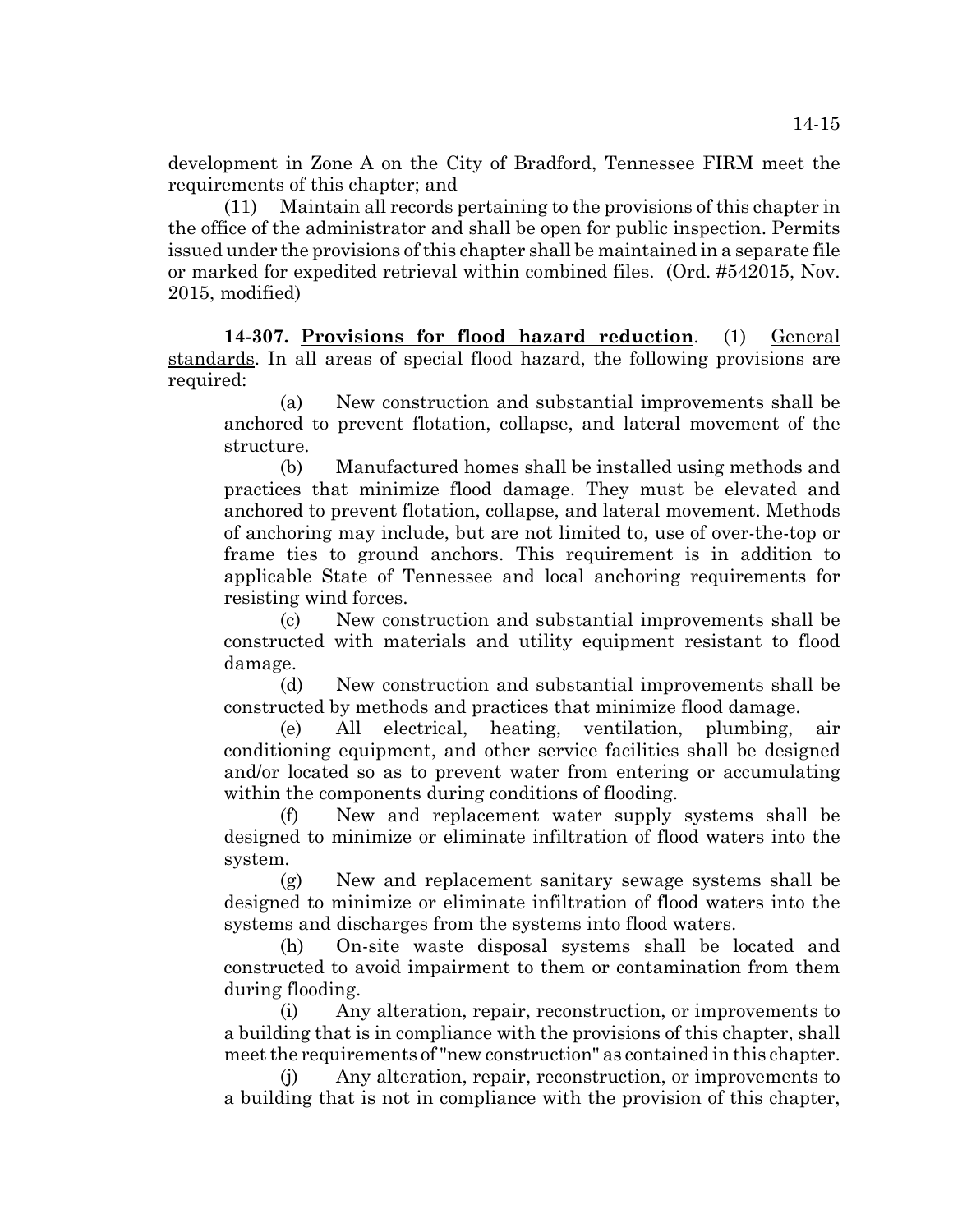development in Zone A on the City of Bradford, Tennessee FIRM meet the requirements of this chapter; and

(11) Maintain all records pertaining to the provisions of this chapter in the office of the administrator and shall be open for public inspection. Permits issued under the provisions of this chapter shall be maintained in a separate file or marked for expedited retrieval within combined files. (Ord. #542015, Nov. 2015, modified)

**14-307. Provisions for flood hazard reduction**. (1) General standards. In all areas of special flood hazard, the following provisions are required:

(a) New construction and substantial improvements shall be anchored to prevent flotation, collapse, and lateral movement of the structure.

(b) Manufactured homes shall be installed using methods and practices that minimize flood damage. They must be elevated and anchored to prevent flotation, collapse, and lateral movement. Methods of anchoring may include, but are not limited to, use of over-the-top or frame ties to ground anchors. This requirement is in addition to applicable State of Tennessee and local anchoring requirements for resisting wind forces.

(c) New construction and substantial improvements shall be constructed with materials and utility equipment resistant to flood damage.

(d) New construction and substantial improvements shall be constructed by methods and practices that minimize flood damage.

(e) All electrical, heating, ventilation, plumbing, air conditioning equipment, and other service facilities shall be designed and/or located so as to prevent water from entering or accumulating within the components during conditions of flooding.

(f) New and replacement water supply systems shall be designed to minimize or eliminate infiltration of flood waters into the system.

(g) New and replacement sanitary sewage systems shall be designed to minimize or eliminate infiltration of flood waters into the systems and discharges from the systems into flood waters.

(h) On-site waste disposal systems shall be located and constructed to avoid impairment to them or contamination from them during flooding.

(i) Any alteration, repair, reconstruction, or improvements to a building that is in compliance with the provisions of this chapter, shall meet the requirements of "new construction" as contained in this chapter.

(j) Any alteration, repair, reconstruction, or improvements to a building that is not in compliance with the provision of this chapter,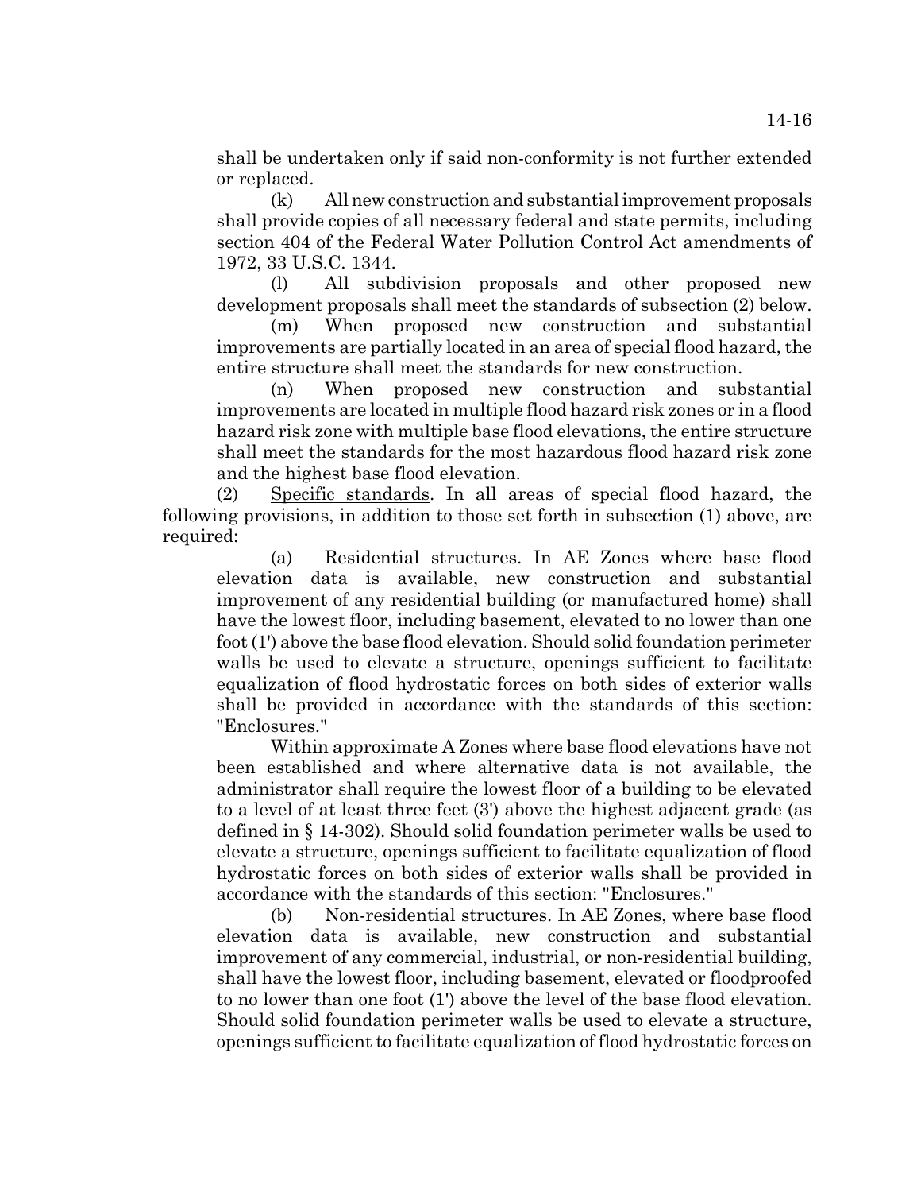shall be undertaken only if said non-conformity is not further extended or replaced.

(k) All new construction and substantial improvement proposals shall provide copies of all necessary federal and state permits, including section 404 of the Federal Water Pollution Control Act amendments of 1972, 33 U.S.C. 1344.

(l) All subdivision proposals and other proposed new development proposals shall meet the standards of subsection (2) below.

(m) When proposed new construction and substantial improvements are partially located in an area of special flood hazard, the entire structure shall meet the standards for new construction.

(n) When proposed new construction and substantial improvements are located in multiple flood hazard risk zones or in a flood hazard risk zone with multiple base flood elevations, the entire structure shall meet the standards for the most hazardous flood hazard risk zone and the highest base flood elevation.

(2) Specific standards. In all areas of special flood hazard, the following provisions, in addition to those set forth in subsection (1) above, are required:

(a) Residential structures. In AE Zones where base flood elevation data is available, new construction and substantial improvement of any residential building (or manufactured home) shall have the lowest floor, including basement, elevated to no lower than one foot (1') above the base flood elevation. Should solid foundation perimeter walls be used to elevate a structure, openings sufficient to facilitate equalization of flood hydrostatic forces on both sides of exterior walls shall be provided in accordance with the standards of this section: "Enclosures."

Within approximate A Zones where base flood elevations have not been established and where alternative data is not available, the administrator shall require the lowest floor of a building to be elevated to a level of at least three feet (3') above the highest adjacent grade (as defined in § 14-302). Should solid foundation perimeter walls be used to elevate a structure, openings sufficient to facilitate equalization of flood hydrostatic forces on both sides of exterior walls shall be provided in accordance with the standards of this section: "Enclosures."

(b) Non-residential structures. In AE Zones, where base flood elevation data is available, new construction and substantial improvement of any commercial, industrial, or non-residential building, shall have the lowest floor, including basement, elevated or floodproofed to no lower than one foot (1') above the level of the base flood elevation. Should solid foundation perimeter walls be used to elevate a structure, openings sufficient to facilitate equalization of flood hydrostatic forces on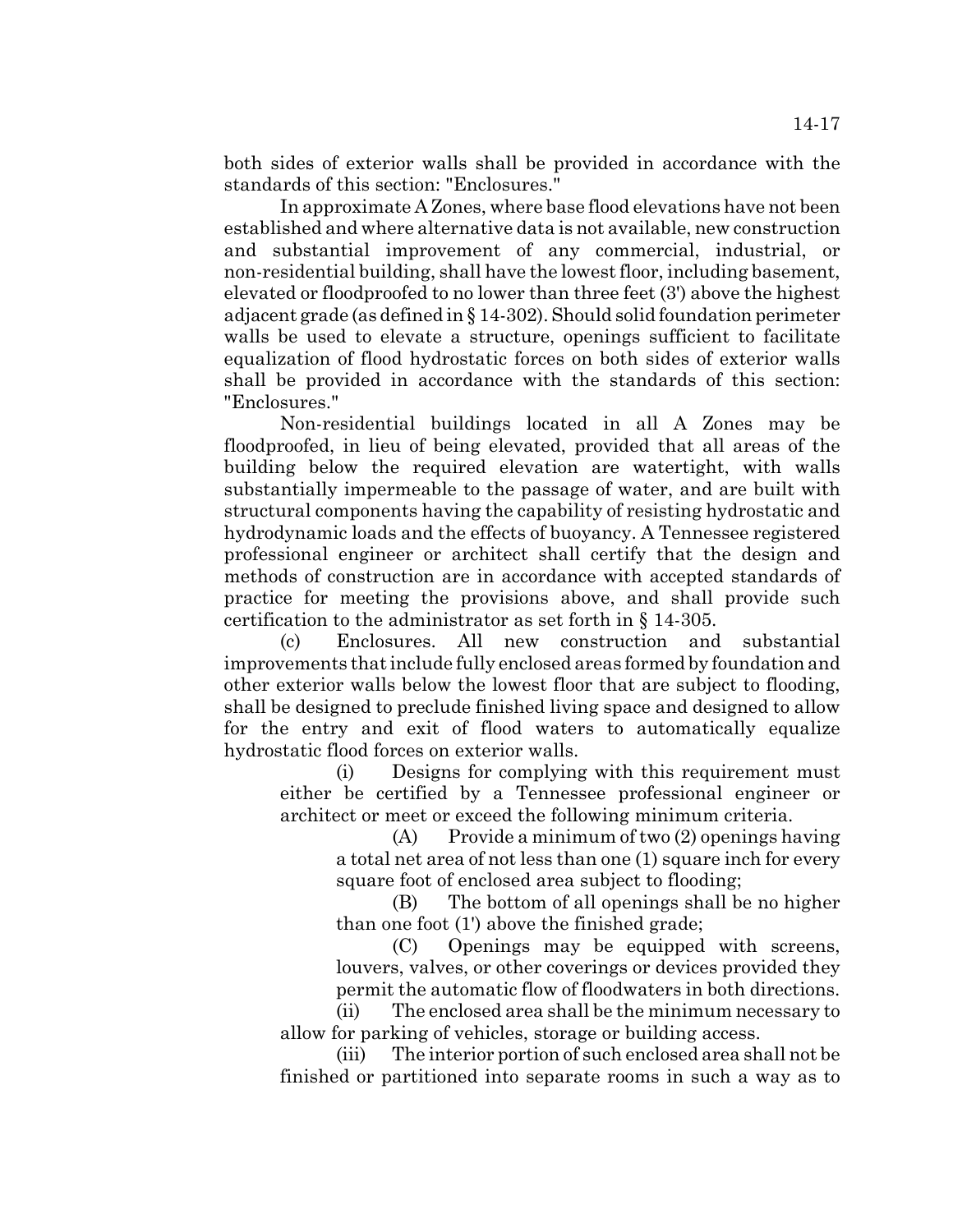both sides of exterior walls shall be provided in accordance with the standards of this section: "Enclosures."

In approximate A Zones, where base flood elevations have not been established and where alternative data is not available, new construction and substantial improvement of any commercial, industrial, or non-residential building, shall have the lowest floor, including basement, elevated or floodproofed to no lower than three feet (3') above the highest adjacent grade (as defined in § 14-302). Should solid foundation perimeter walls be used to elevate a structure, openings sufficient to facilitate equalization of flood hydrostatic forces on both sides of exterior walls shall be provided in accordance with the standards of this section: "Enclosures."

Non-residential buildings located in all A Zones may be floodproofed, in lieu of being elevated, provided that all areas of the building below the required elevation are watertight, with walls substantially impermeable to the passage of water, and are built with structural components having the capability of resisting hydrostatic and hydrodynamic loads and the effects of buoyancy. A Tennessee registered professional engineer or architect shall certify that the design and methods of construction are in accordance with accepted standards of practice for meeting the provisions above, and shall provide such certification to the administrator as set forth in § 14-305.

(c) Enclosures. All new construction and substantial improvements that include fully enclosed areas formed by foundation and other exterior walls below the lowest floor that are subject to flooding, shall be designed to preclude finished living space and designed to allow for the entry and exit of flood waters to automatically equalize hydrostatic flood forces on exterior walls.

(i) Designs for complying with this requirement must either be certified by a Tennessee professional engineer or architect or meet or exceed the following minimum criteria.

(A) Provide a minimum of two (2) openings having a total net area of not less than one (1) square inch for every square foot of enclosed area subject to flooding;

(B) The bottom of all openings shall be no higher than one foot (1') above the finished grade;

(C) Openings may be equipped with screens, louvers, valves, or other coverings or devices provided they permit the automatic flow of floodwaters in both directions.

(ii) The enclosed area shall be the minimum necessary to allow for parking of vehicles, storage or building access.

(iii) The interior portion of such enclosed area shall not be finished or partitioned into separate rooms in such a way as to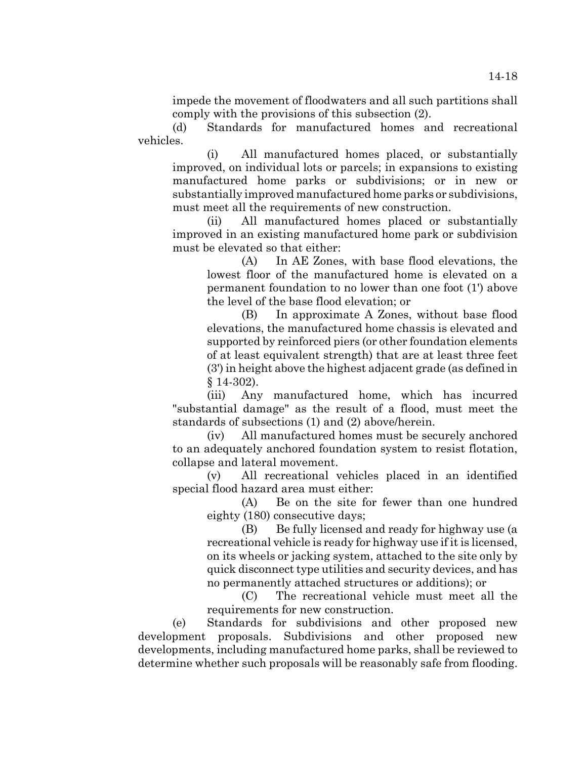impede the movement of floodwaters and all such partitions shall comply with the provisions of this subsection (2).

(d) Standards for manufactured homes and recreational vehicles.

(i) All manufactured homes placed, or substantially improved, on individual lots or parcels; in expansions to existing manufactured home parks or subdivisions; or in new or substantially improved manufactured home parks or subdivisions, must meet all the requirements of new construction.

(ii) All manufactured homes placed or substantially improved in an existing manufactured home park or subdivision must be elevated so that either:

(A) In AE Zones, with base flood elevations, the lowest floor of the manufactured home is elevated on a permanent foundation to no lower than one foot (1') above the level of the base flood elevation; or

(B) In approximate A Zones, without base flood elevations, the manufactured home chassis is elevated and supported by reinforced piers (or other foundation elements of at least equivalent strength) that are at least three feet (3') in height above the highest adjacent grade (as defined in § 14-302).

(iii) Any manufactured home, which has incurred "substantial damage" as the result of a flood, must meet the standards of subsections (1) and (2) above/herein.

(iv) All manufactured homes must be securely anchored to an adequately anchored foundation system to resist flotation, collapse and lateral movement.

(v) All recreational vehicles placed in an identified special flood hazard area must either:

(A) Be on the site for fewer than one hundred eighty (180) consecutive days;

(B) Be fully licensed and ready for highway use (a recreational vehicle is ready for highway use if it is licensed, on its wheels or jacking system, attached to the site only by quick disconnect type utilities and security devices, and has no permanently attached structures or additions); or

(C) The recreational vehicle must meet all the requirements for new construction.

(e) Standards for subdivisions and other proposed new development proposals. Subdivisions and other proposed new developments, including manufactured home parks, shall be reviewed to determine whether such proposals will be reasonably safe from flooding.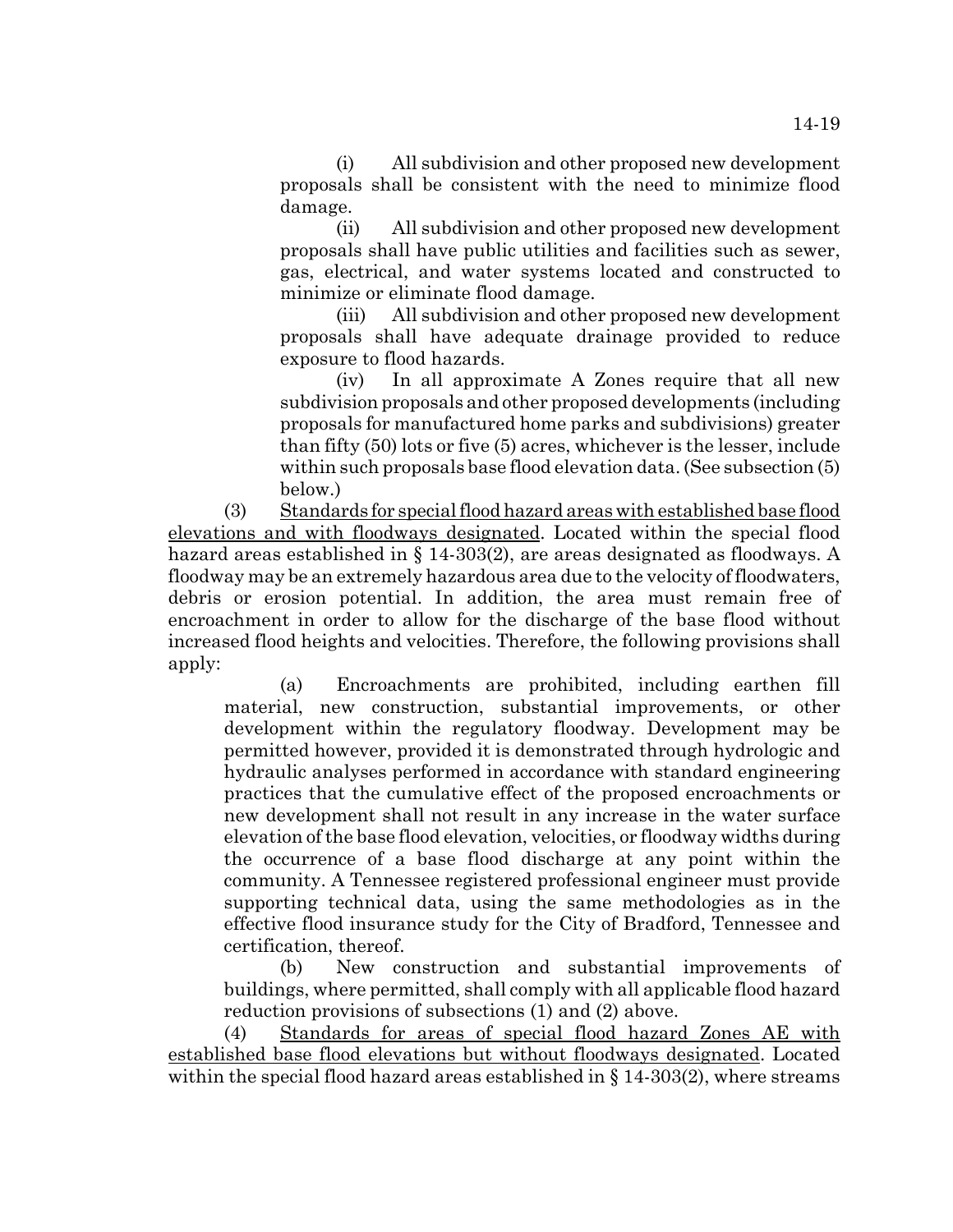(i) All subdivision and other proposed new development proposals shall be consistent with the need to minimize flood damage.

(ii) All subdivision and other proposed new development proposals shall have public utilities and facilities such as sewer, gas, electrical, and water systems located and constructed to minimize or eliminate flood damage.

(iii) All subdivision and other proposed new development proposals shall have adequate drainage provided to reduce exposure to flood hazards.

(iv) In all approximate A Zones require that all new subdivision proposals and other proposed developments (including proposals for manufactured home parks and subdivisions) greater than fifty (50) lots or five (5) acres, whichever is the lesser, include within such proposals base flood elevation data. (See subsection (5) below.)

(3) Standards for special flood hazard areas with established base flood elevations and with floodways designated. Located within the special flood hazard areas established in § 14-303(2), are areas designated as floodways. A floodway may be an extremely hazardous area due to the velocity of floodwaters, debris or erosion potential. In addition, the area must remain free of encroachment in order to allow for the discharge of the base flood without increased flood heights and velocities. Therefore, the following provisions shall apply:

(a) Encroachments are prohibited, including earthen fill material, new construction, substantial improvements, or other development within the regulatory floodway. Development may be permitted however, provided it is demonstrated through hydrologic and hydraulic analyses performed in accordance with standard engineering practices that the cumulative effect of the proposed encroachments or new development shall not result in any increase in the water surface elevation of the base flood elevation, velocities, or floodway widths during the occurrence of a base flood discharge at any point within the community. A Tennessee registered professional engineer must provide supporting technical data, using the same methodologies as in the effective flood insurance study for the City of Bradford, Tennessee and certification, thereof.

(b) New construction and substantial improvements of buildings, where permitted, shall comply with all applicable flood hazard reduction provisions of subsections (1) and (2) above.

(4) Standards for areas of special flood hazard Zones AE with established base flood elevations but without floodways designated. Located within the special flood hazard areas established in § 14-303(2), where streams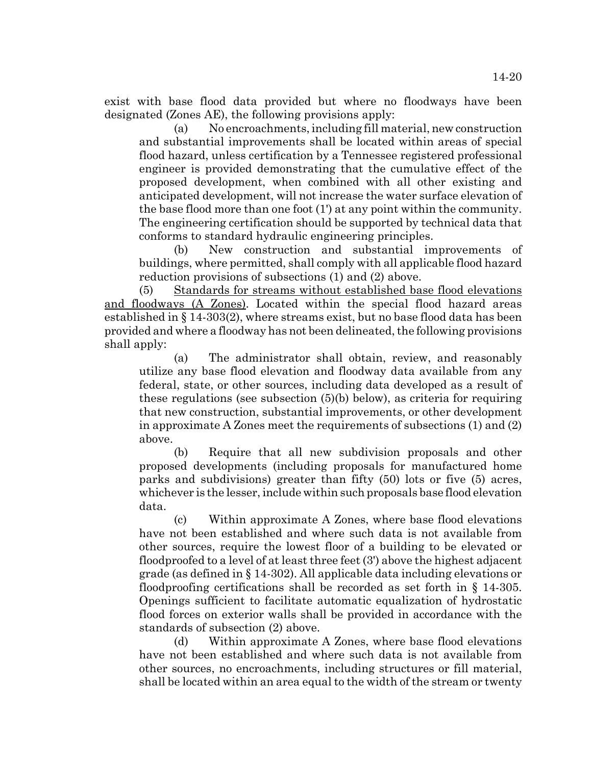exist with base flood data provided but where no floodways have been designated (Zones AE), the following provisions apply:

(a) No encroachments, including fill material, new construction and substantial improvements shall be located within areas of special flood hazard, unless certification by a Tennessee registered professional engineer is provided demonstrating that the cumulative effect of the proposed development, when combined with all other existing and anticipated development, will not increase the water surface elevation of the base flood more than one foot (1') at any point within the community. The engineering certification should be supported by technical data that conforms to standard hydraulic engineering principles.

(b) New construction and substantial improvements of buildings, where permitted, shall comply with all applicable flood hazard reduction provisions of subsections (1) and (2) above.

(5) Standards for streams without established base flood elevations and floodways (A Zones). Located within the special flood hazard areas established in § 14-303(2), where streams exist, but no base flood data has been provided and where a floodway has not been delineated, the following provisions shall apply:

(a) The administrator shall obtain, review, and reasonably utilize any base flood elevation and floodway data available from any federal, state, or other sources, including data developed as a result of these regulations (see subsection (5)(b) below), as criteria for requiring that new construction, substantial improvements, or other development in approximate A Zones meet the requirements of subsections (1) and (2) above.

(b) Require that all new subdivision proposals and other proposed developments (including proposals for manufactured home parks and subdivisions) greater than fifty (50) lots or five (5) acres, whichever is the lesser, include within such proposals base flood elevation data.

(c) Within approximate A Zones, where base flood elevations have not been established and where such data is not available from other sources, require the lowest floor of a building to be elevated or floodproofed to a level of at least three feet (3') above the highest adjacent grade (as defined in § 14-302). All applicable data including elevations or floodproofing certifications shall be recorded as set forth in § 14-305. Openings sufficient to facilitate automatic equalization of hydrostatic flood forces on exterior walls shall be provided in accordance with the standards of subsection (2) above.

(d) Within approximate A Zones, where base flood elevations have not been established and where such data is not available from other sources, no encroachments, including structures or fill material, shall be located within an area equal to the width of the stream or twenty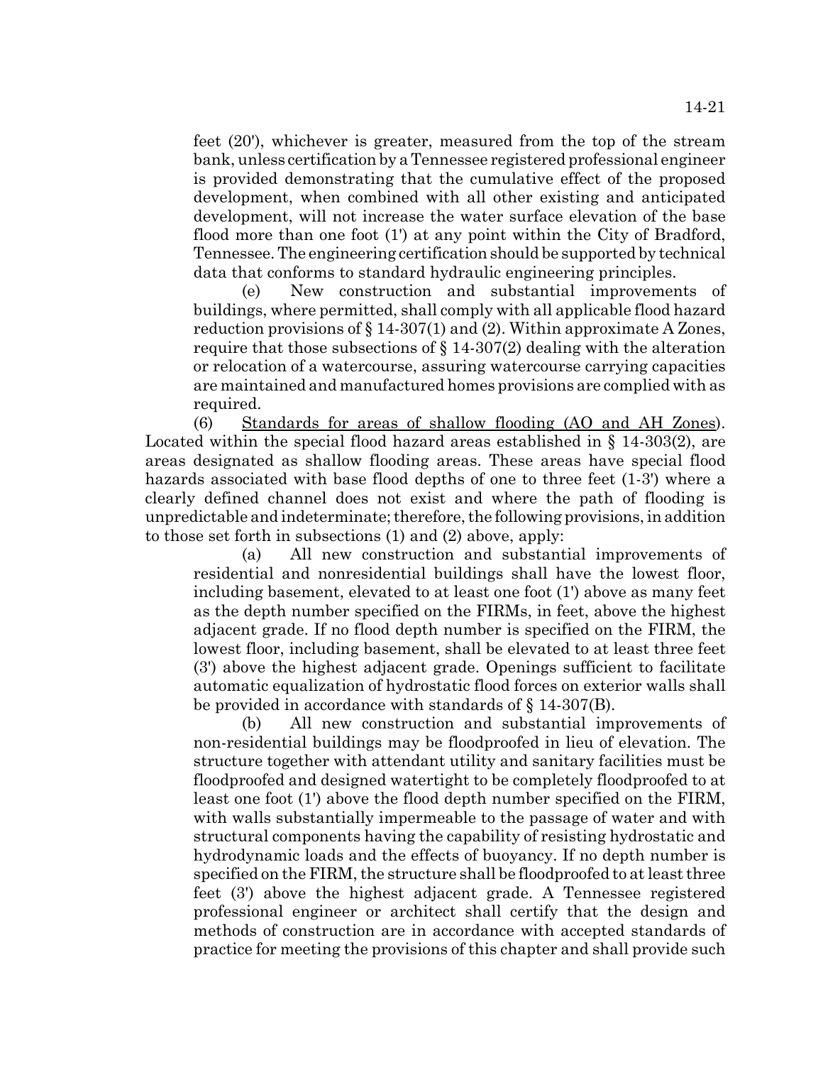feet (20'), whichever is greater, measured from the top of the stream bank, unless certification by a Tennessee registered professional engineer is provided demonstrating that the cumulative effect of the proposed development, when combined with all other existing and anticipated development, will not increase the water surface elevation of the base flood more than one foot (1') at any point within the City of Bradford, Tennessee. The engineering certification should be supported by technical data that conforms to standard hydraulic engineering principles.

(e) New construction and substantial improvements of buildings, where permitted, shall comply with all applicable flood hazard reduction provisions of § 14-307(1) and (2). Within approximate A Zones, require that those subsections of § 14-307(2) dealing with the alteration or relocation of a watercourse, assuring watercourse carrying capacities are maintained and manufactured homes provisions are complied with as required.

(6) Standards for areas of shallow flooding (AO and AH Zones). Located within the special flood hazard areas established in § 14-303(2), are areas designated as shallow flooding areas. These areas have special flood hazards associated with base flood depths of one to three feet (1-3') where a clearly defined channel does not exist and where the path of flooding is unpredictable and indeterminate; therefore, the following provisions, in addition to those set forth in subsections (1) and (2) above, apply:

(a) All new construction and substantial improvements of residential and nonresidential buildings shall have the lowest floor, including basement, elevated to at least one foot (1') above as many feet as the depth number specified on the FIRMs, in feet, above the highest adjacent grade. If no flood depth number is specified on the FIRM, the lowest floor, including basement, shall be elevated to at least three feet (3') above the highest adjacent grade. Openings sufficient to facilitate automatic equalization of hydrostatic flood forces on exterior walls shall be provided in accordance with standards of § 14-307(B).

(b) All new construction and substantial improvements of non-residential buildings may be floodproofed in lieu of elevation. The structure together with attendant utility and sanitary facilities must be floodproofed and designed watertight to be completely floodproofed to at least one foot (1') above the flood depth number specified on the FIRM, with walls substantially impermeable to the passage of water and with structural components having the capability of resisting hydrostatic and hydrodynamic loads and the effects of buoyancy. If no depth number is specified on the FIRM, the structure shall be floodproofed to at least three feet (3') above the highest adjacent grade. A Tennessee registered professional engineer or architect shall certify that the design and methods of construction are in accordance with accepted standards of practice for meeting the provisions of this chapter and shall provide such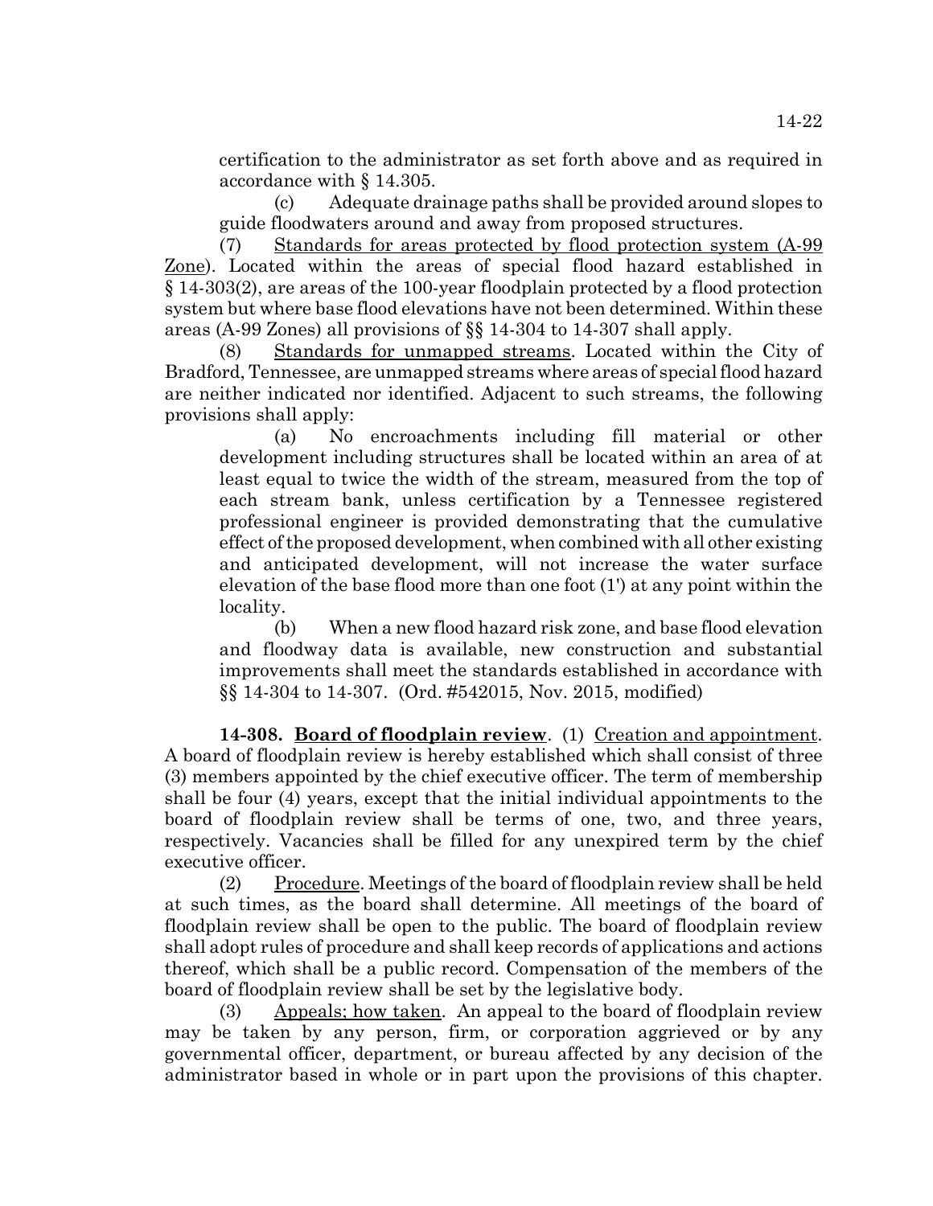certification to the administrator as set forth above and as required in accordance with § 14.305.

(c) Adequate drainage paths shall be provided around slopes to guide floodwaters around and away from proposed structures.

(7) Standards for areas protected by flood protection system (A-99 Zone). Located within the areas of special flood hazard established in § 14-303(2), are areas of the 100-year floodplain protected by a flood protection system but where base flood elevations have not been determined. Within these areas (A-99 Zones) all provisions of §§ 14-304 to 14-307 shall apply.

(8) Standards for unmapped streams. Located within the City of Bradford, Tennessee, are unmapped streams where areas of special flood hazard are neither indicated nor identified. Adjacent to such streams, the following provisions shall apply:

(a) No encroachments including fill material or other development including structures shall be located within an area of at least equal to twice the width of the stream, measured from the top of each stream bank, unless certification by a Tennessee registered professional engineer is provided demonstrating that the cumulative effect of the proposed development, when combined with all other existing and anticipated development, will not increase the water surface elevation of the base flood more than one foot (1') at any point within the locality.

(b) When a new flood hazard risk zone, and base flood elevation and floodway data is available, new construction and substantial improvements shall meet the standards established in accordance with §§ 14-304 to 14-307. (Ord. #542015, Nov. 2015, modified)

**14-308. Board of floodplain review**. (1) Creation and appointment. A board of floodplain review is hereby established which shall consist of three (3) members appointed by the chief executive officer. The term of membership shall be four (4) years, except that the initial individual appointments to the board of floodplain review shall be terms of one, two, and three years, respectively. Vacancies shall be filled for any unexpired term by the chief executive officer.

(2) Procedure. Meetings of the board of floodplain review shall be held at such times, as the board shall determine. All meetings of the board of floodplain review shall be open to the public. The board of floodplain review shall adopt rules of procedure and shall keep records of applications and actions thereof, which shall be a public record. Compensation of the members of the board of floodplain review shall be set by the legislative body.

(3) Appeals; how taken. An appeal to the board of floodplain review may be taken by any person, firm, or corporation aggrieved or by any governmental officer, department, or bureau affected by any decision of the administrator based in whole or in part upon the provisions of this chapter.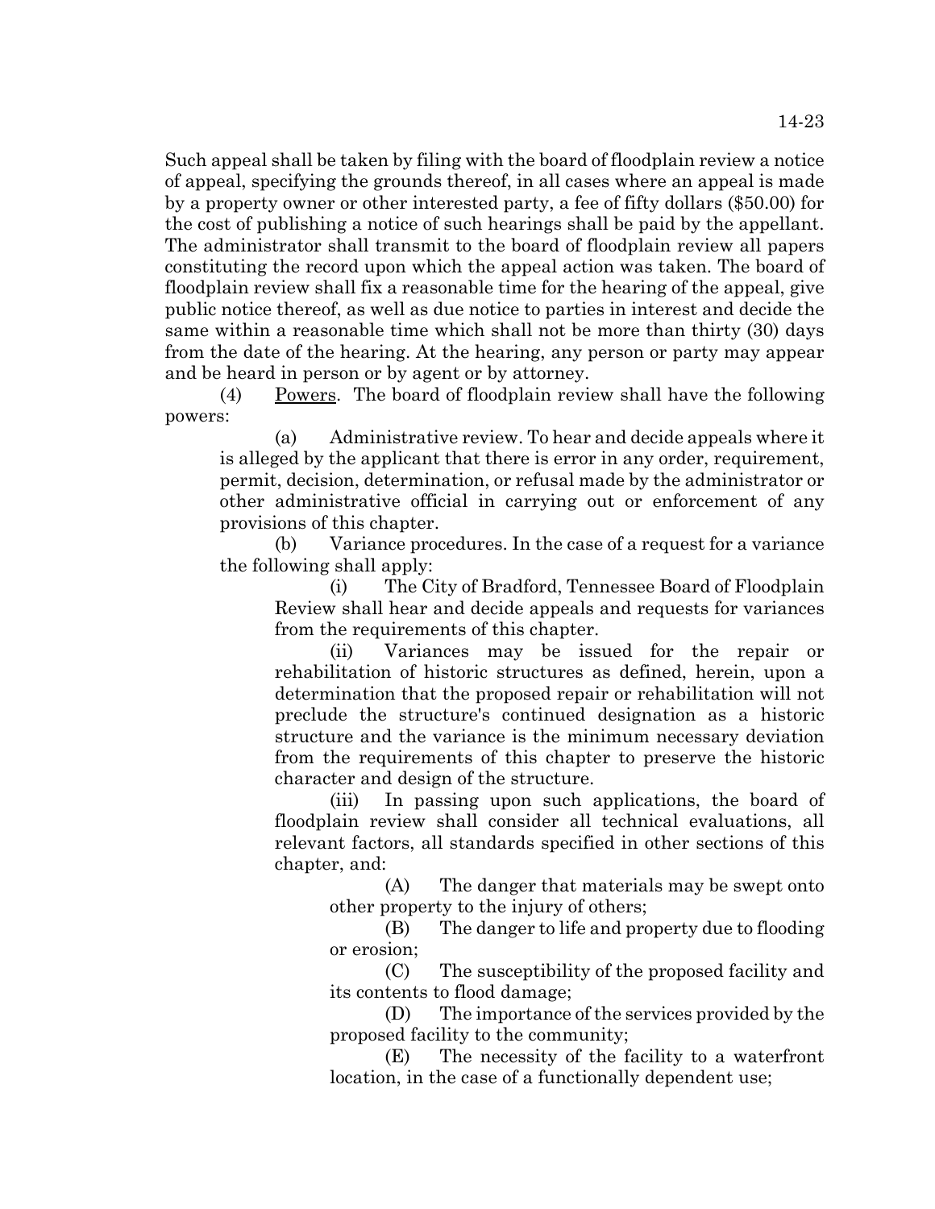Such appeal shall be taken by filing with the board of floodplain review a notice of appeal, specifying the grounds thereof, in all cases where an appeal is made by a property owner or other interested party, a fee of fifty dollars ($50.00) for the cost of publishing a notice of such hearings shall be paid by the appellant. The administrator shall transmit to the board of floodplain review all papers constituting the record upon which the appeal action was taken. The board of floodplain review shall fix a reasonable time for the hearing of the appeal, give public notice thereof, as well as due notice to parties in interest and decide the same within a reasonable time which shall not be more than thirty (30) days from the date of the hearing. At the hearing, any person or party may appear and be heard in person or by agent or by attorney.

(4) Powers. The board of floodplain review shall have the following powers:

(a) Administrative review. To hear and decide appeals where it is alleged by the applicant that there is error in any order, requirement, permit, decision, determination, or refusal made by the administrator or other administrative official in carrying out or enforcement of any provisions of this chapter.

(b) Variance procedures. In the case of a request for a variance the following shall apply:

(i) The City of Bradford, Tennessee Board of Floodplain Review shall hear and decide appeals and requests for variances from the requirements of this chapter.

(ii) Variances may be issued for the repair or rehabilitation of historic structures as defined, herein, upon a determination that the proposed repair or rehabilitation will not preclude the structure's continued designation as a historic structure and the variance is the minimum necessary deviation from the requirements of this chapter to preserve the historic character and design of the structure.

(iii) In passing upon such applications, the board of floodplain review shall consider all technical evaluations, all relevant factors, all standards specified in other sections of this chapter, and:

(A) The danger that materials may be swept onto other property to the injury of others;

(B) The danger to life and property due to flooding or erosion;

(C) The susceptibility of the proposed facility and its contents to flood damage;

(D) The importance of the services provided by the proposed facility to the community;

(E) The necessity of the facility to a waterfront location, in the case of a functionally dependent use;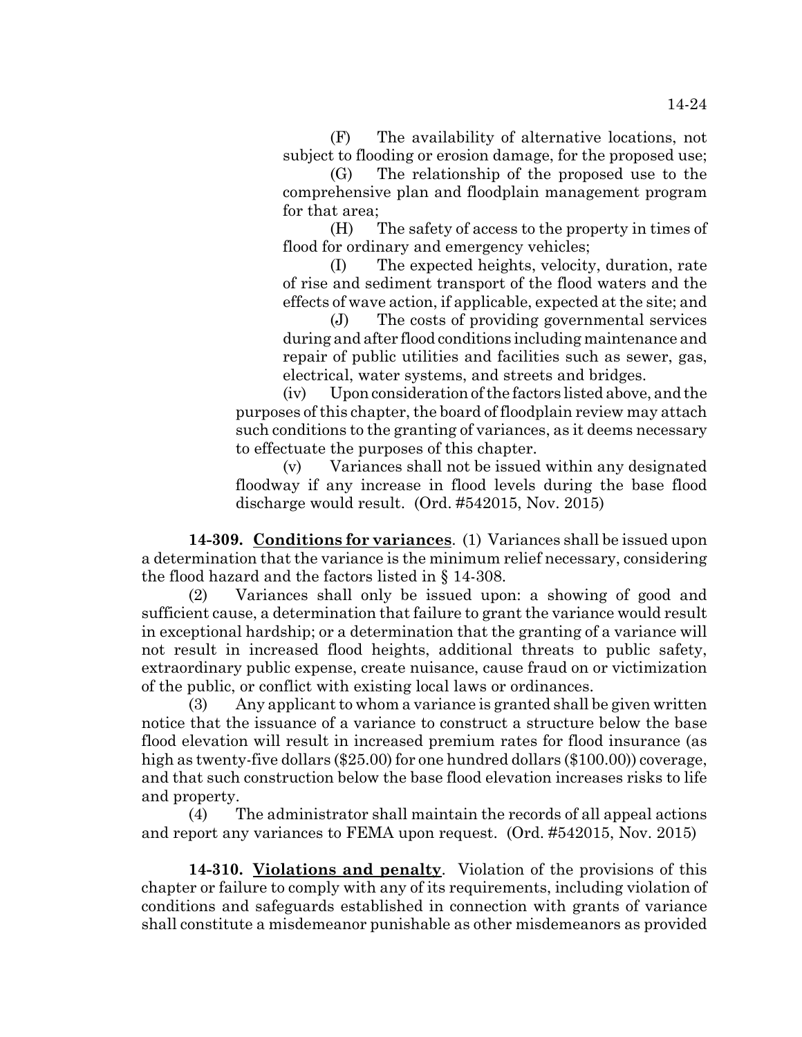(F) The availability of alternative locations, not subject to flooding or erosion damage, for the proposed use;

(G) The relationship of the proposed use to the comprehensive plan and floodplain management program for that area;

(H) The safety of access to the property in times of flood for ordinary and emergency vehicles;

(I) The expected heights, velocity, duration, rate of rise and sediment transport of the flood waters and the effects of wave action, if applicable, expected at the site; and

(J) The costs of providing governmental services during and after flood conditions including maintenance and repair of public utilities and facilities such as sewer, gas, electrical, water systems, and streets and bridges.

(iv) Upon consideration of the factors listed above, and the purposes of this chapter, the board of floodplain review may attach such conditions to the granting of variances, as it deems necessary to effectuate the purposes of this chapter.

(v) Variances shall not be issued within any designated floodway if any increase in flood levels during the base flood discharge would result. (Ord. #542015, Nov. 2015)

**14-309. Conditions for variances**. (1) Variances shall be issued upon a determination that the variance is the minimum relief necessary, considering the flood hazard and the factors listed in § 14-308.

(2) Variances shall only be issued upon: a showing of good and sufficient cause, a determination that failure to grant the variance would result in exceptional hardship; or a determination that the granting of a variance will not result in increased flood heights, additional threats to public safety, extraordinary public expense, create nuisance, cause fraud on or victimization of the public, or conflict with existing local laws or ordinances.

(3) Any applicant to whom a variance is granted shall be given written notice that the issuance of a variance to construct a structure below the base flood elevation will result in increased premium rates for flood insurance (as high as twenty-five dollars ($25.00) for one hundred dollars ($100.00)) coverage, and that such construction below the base flood elevation increases risks to life and property.

(4) The administrator shall maintain the records of all appeal actions and report any variances to FEMA upon request. (Ord. #542015, Nov. 2015)

**14-310. Violations and penalty**. Violation of the provisions of this chapter or failure to comply with any of its requirements, including violation of conditions and safeguards established in connection with grants of variance shall constitute a misdemeanor punishable as other misdemeanors as provided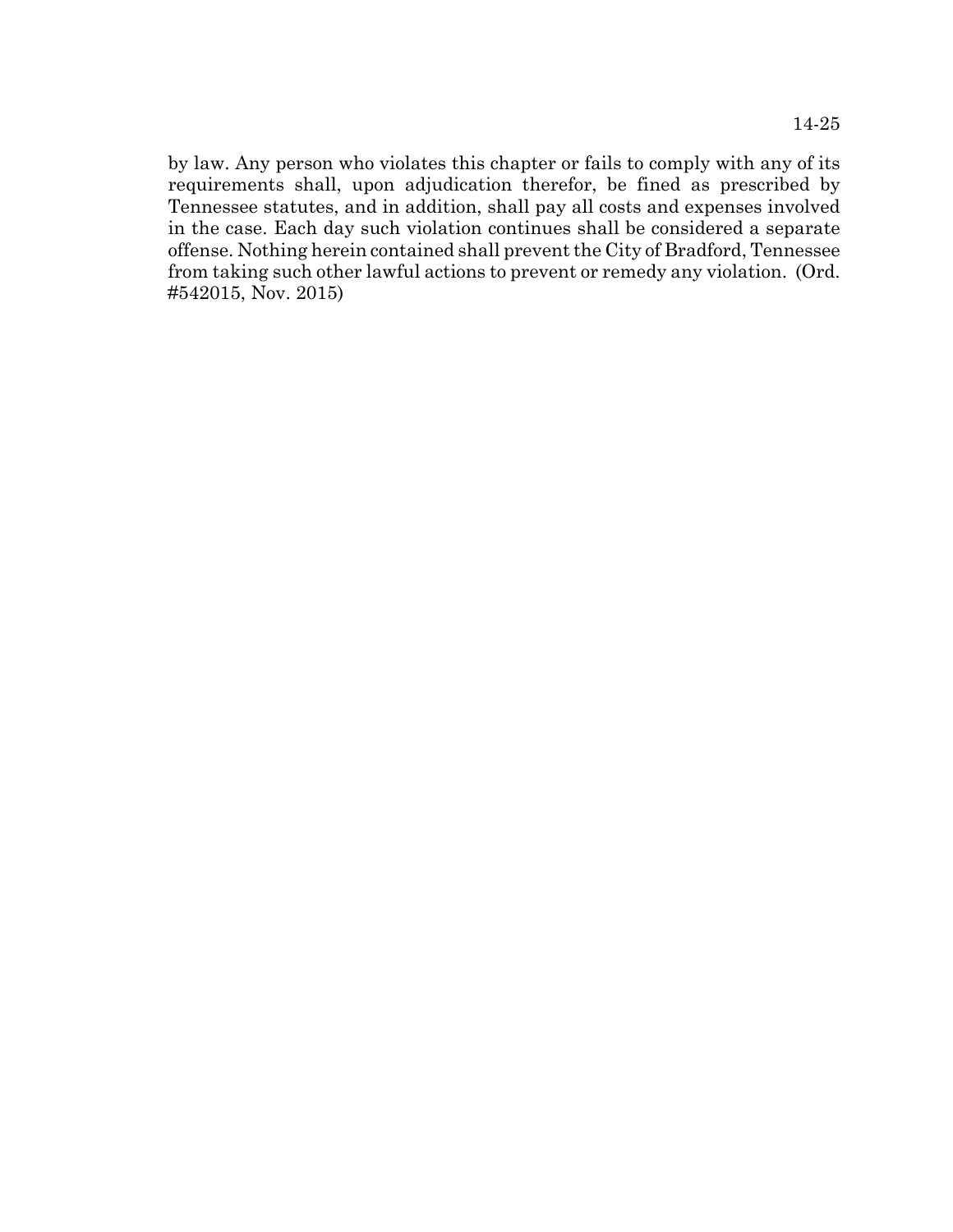by law. Any person who violates this chapter or fails to comply with any of its requirements shall, upon adjudication therefor, be fined as prescribed by Tennessee statutes, and in addition, shall pay all costs and expenses involved in the case. Each day such violation continues shall be considered a separate offense. Nothing herein contained shall prevent the City of Bradford, Tennessee from taking such other lawful actions to prevent or remedy any violation. (Ord. #542015, Nov. 2015)